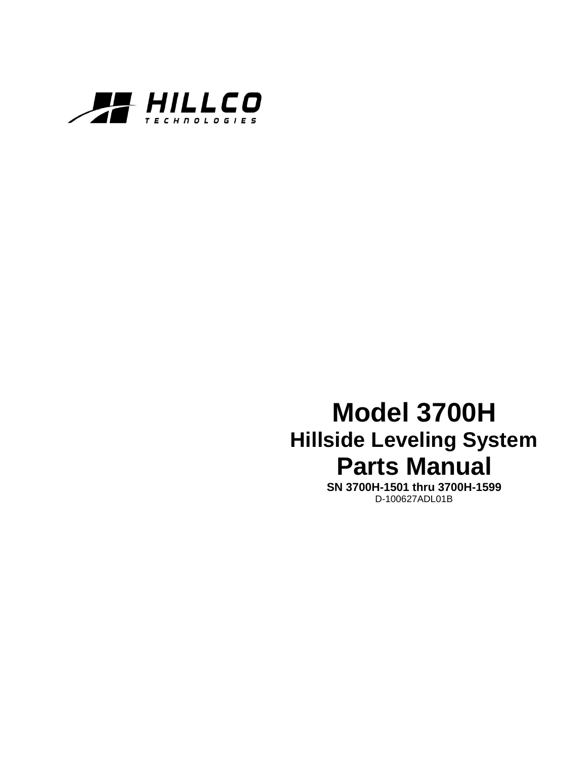HILLCO TECHNOLOGIES

# Model 3700H

## Hillside Leveling System

# Parts Manual

**SN 3700H-1501 thru 3700H-1599**

D-100627ADL01B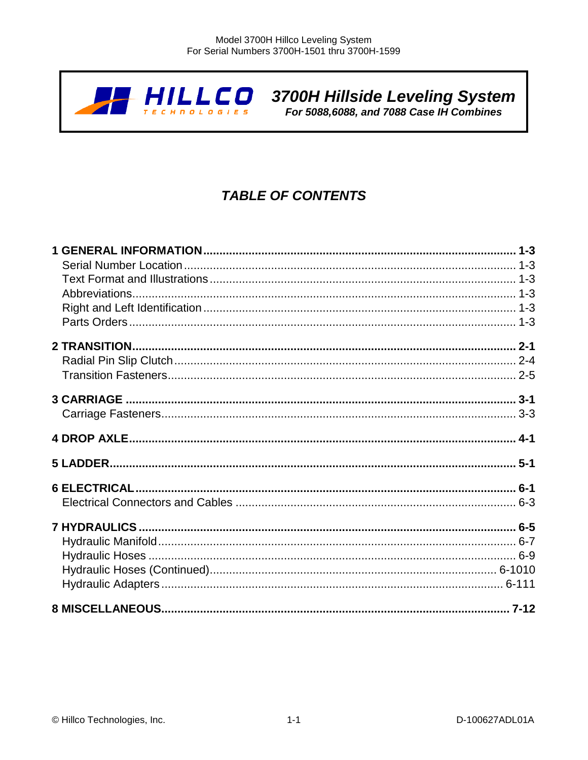# 3700H Hillside Leveling System

**For 5088,6088, and 7088 Case IH Combines**

## TABLE OF CONTENTS

**1 GENERAL INFORMATION** ........ **1-3**
- Serial Number Location ........ 1-3
- Text Format and Illustrations ........ 1-3
- Abbreviations ........ 1-3
- Right and Left Identification ........ 1-3
- Parts Orders ........ 1-3

**2 TRANSITION** ........ **2-1**
- Radial Pin Slip Clutch ........ 2-4
- Transition Fasteners ........ 2-5

**3 CARRIAGE** ........ **3-1**
- Carriage Fasteners ........ 3-3

**4 DROP AXLE** ........ **4-1**

**5 LADDER** ........ **5-1**

**6 ELECTRICAL** ........ **6-1**
- Electrical Connectors and Cables ........ 6-3

**7 HYDRAULICS** ........ **6-5**
- Hydraulic Manifold ........ 6-7
- Hydraulic Hoses ........ 6-9
- Hydraulic Hoses (Continued) ........ 6-1010
- Hydraulic Adapters ........ 6-111

**8 MISCELLANEOUS** ........ **7-12**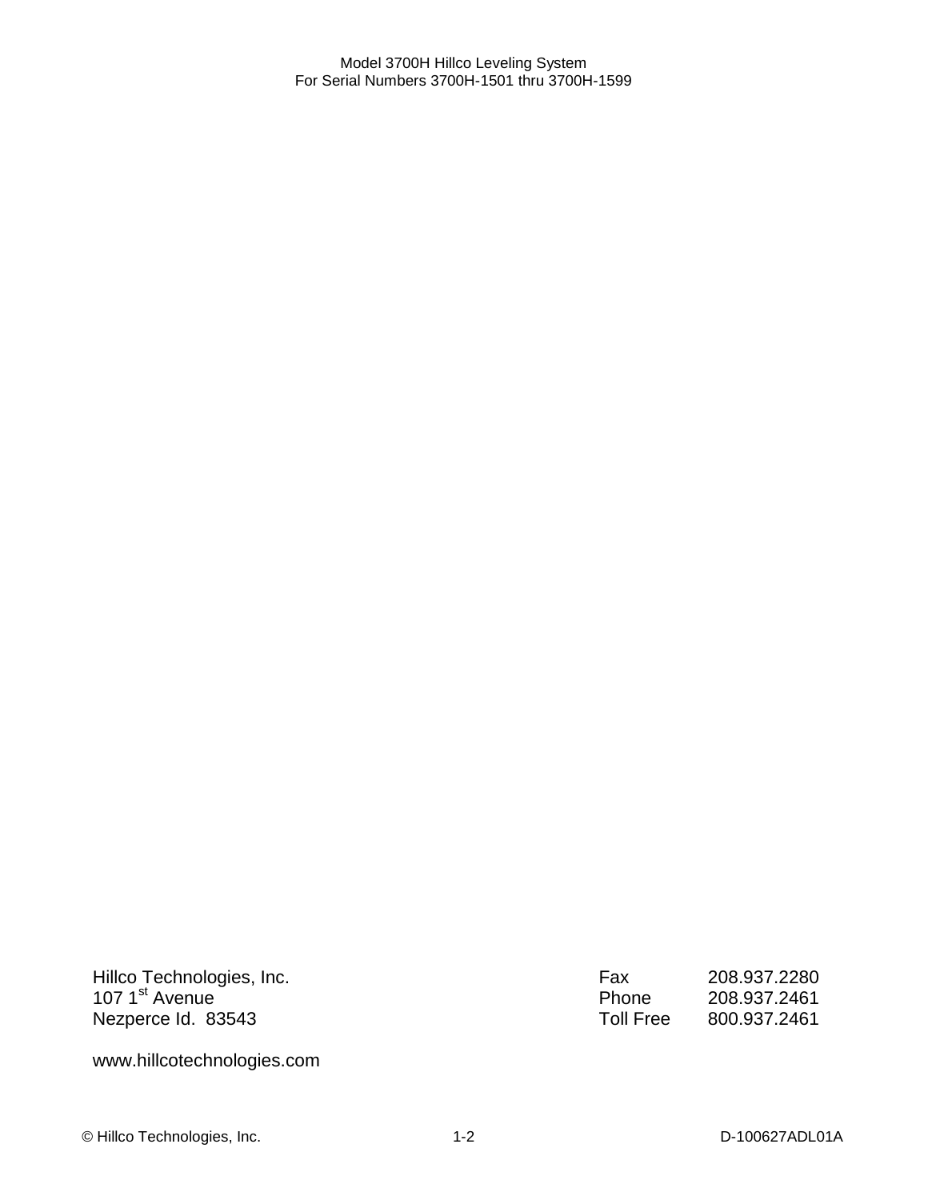Hillco Technologies, Inc.
107 1st Avenue
Nezperce Id. 83543

| | |
|---|---|
| Fax | 208.937.2280 |
| Phone | 208.937.2461 |
| Toll Free | 800.937.2461 |

www.hillcotechnologies.com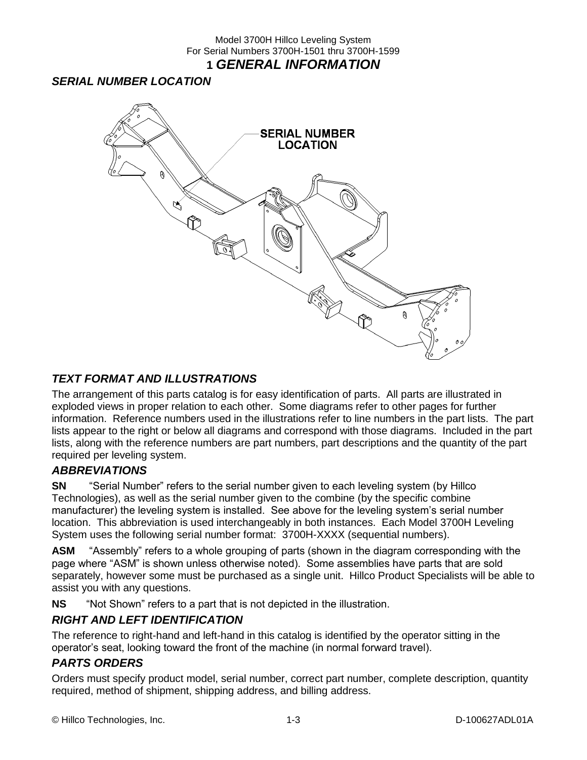# 1 *GENERAL INFORMATION*

## *SERIAL NUMBER LOCATION*

SERIAL NUMBER LOCATION

## *TEXT FORMAT AND ILLUSTRATIONS*

The arrangement of this parts catalog is for easy identification of parts. All parts are illustrated in exploded views in proper relation to each other. Some diagrams refer to other pages for further information. Reference numbers used in the illustrations refer to line numbers in the part lists. The part lists appear to the right or below all diagrams and correspond with those diagrams. Included in the part lists, along with the reference numbers are part numbers, part descriptions and the quantity of the part required per leveling system.

## *ABBREVIATIONS*

**SN** "Serial Number" refers to the serial number given to each leveling system (by Hillco Technologies), as well as the serial number given to the combine (by the specific combine manufacturer) the leveling system is installed. See above for the leveling system's serial number location. This abbreviation is used interchangeably in both instances. Each Model 3700H Leveling System uses the following serial number format: 3700H-XXXX (sequential numbers).

**ASM** "Assembly" refers to a whole grouping of parts (shown in the diagram corresponding with the page where "ASM" is shown unless otherwise noted). Some assemblies have parts that are sold separately, however some must be purchased as a single unit. Hillco Product Specialists will be able to assist you with any questions.

**NS** "Not Shown" refers to a part that is not depicted in the illustration.

## *RIGHT AND LEFT IDENTIFICATION*

The reference to right-hand and left-hand in this catalog is identified by the operator sitting in the operator's seat, looking toward the front of the machine (in normal forward travel).

## *PARTS ORDERS*

Orders must specify product model, serial number, correct part number, complete description, quantity required, method of shipment, shipping address, and billing address.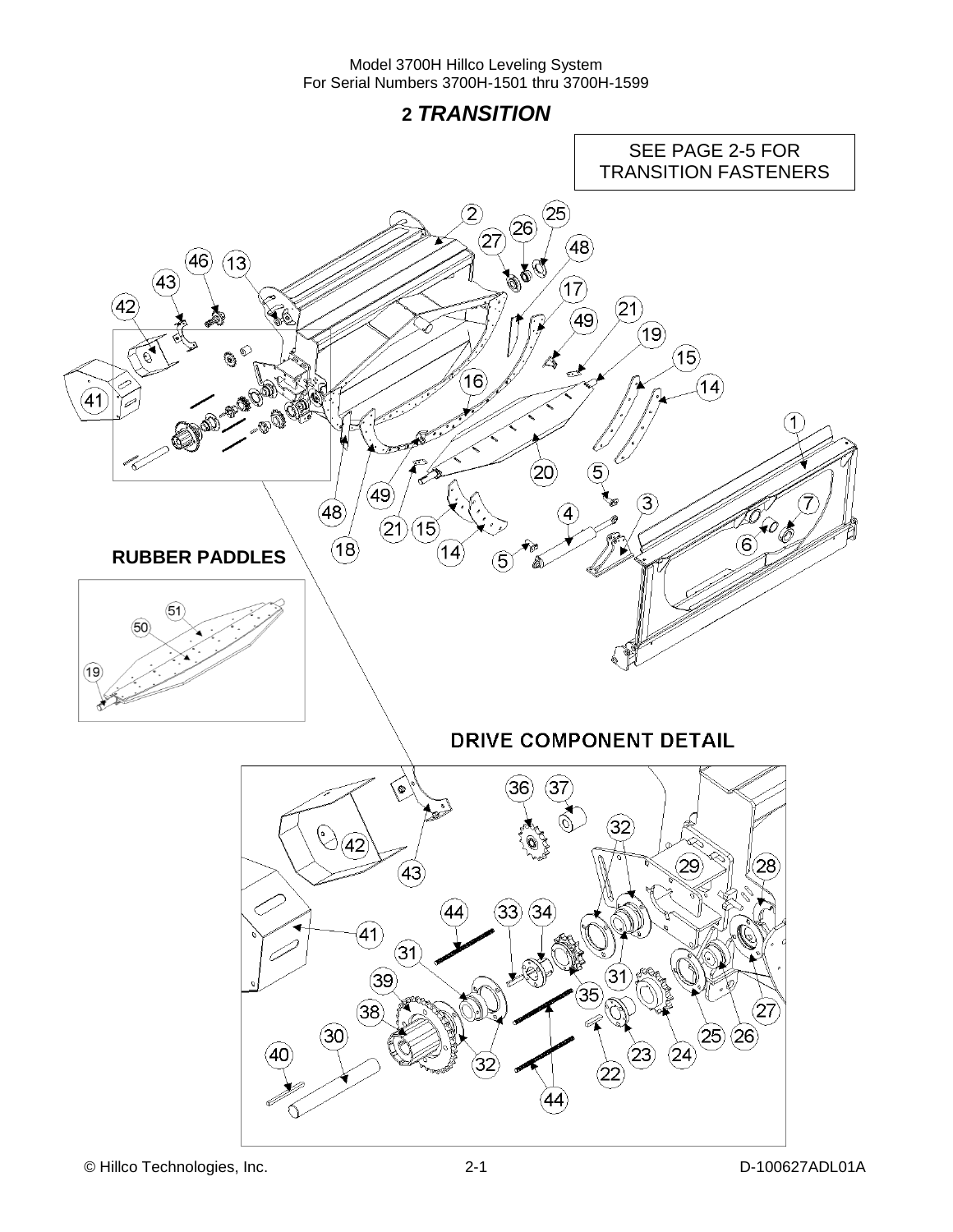# 2 *TRANSITION*

SEE PAGE 2-5 FOR TRANSITION FASTENERS

**RUBBER PADDLES**

**DRIVE COMPONENT DETAIL**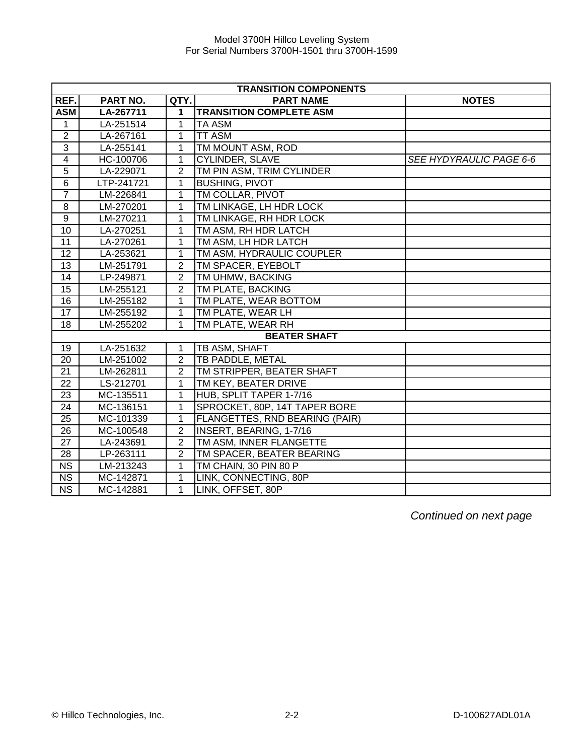| TRANSITION COMPONENTS | | | | |
|---|---|---|---|---|
| REF. | PART NO. | QTY. | PART NAME | NOTES |
| **ASM** | **LA-267711** | **1** | **TRANSITION COMPLETE ASM** | |
| 1 | LA-251514 | 1 | TA ASM | |
| 2 | LA-267161 | 1 | TT ASM | |
| 3 | LA-255141 | 1 | TM MOUNT ASM, ROD | |
| 4 | HC-100706 | 1 | CYLINDER, SLAVE | *SEE HYDRAULIC PAGE 6-6* |
| 5 | LA-229071 | 2 | TM PIN ASM, TRIM CYLINDER | |
| 6 | LTP-241721 | 1 | BUSHING, PIVOT | |
| 7 | LM-226841 | 1 | TM COLLAR, PIVOT | |
| 8 | LM-270201 | 1 | TM LINKAGE, LH HDR LOCK | |
| 9 | LM-270211 | 1 | TM LINKAGE, RH HDR LOCK | |
| 10 | LA-270251 | 1 | TM ASM, RH HDR LATCH | |
| 11 | LA-270261 | 1 | TM ASM, LH HDR LATCH | |
| 12 | LA-253621 | 1 | TM ASM, HYDRAULIC COUPLER | |
| 13 | LM-251791 | 2 | TM SPACER, EYEBOLT | |
| 14 | LP-249871 | 2 | TM UHMW, BACKING | |
| 15 | LM-255121 | 2 | TM PLATE, BACKING | |
| 16 | LM-255182 | 1 | TM PLATE, WEAR BOTTOM | |
| 17 | LM-255192 | 1 | TM PLATE, WEAR LH | |
| 18 | LM-255202 | 1 | TM PLATE, WEAR RH | |
| **BEATER SHAFT** | | | | |
| 19 | LA-251632 | 1 | TB ASM, SHAFT | |
| 20 | LM-251002 | 2 | TB PADDLE, METAL | |
| 21 | LM-262811 | 2 | TM STRIPPER, BEATER SHAFT | |
| 22 | LS-212701 | 1 | TM KEY, BEATER DRIVE | |
| 23 | MC-135511 | 1 | HUB, SPLIT TAPER 1-7/16 | |
| 24 | MC-136151 | 1 | SPROCKET, 80P, 14T TAPER BORE | |
| 25 | MC-101339 | 1 | FLANGETTES, RND BEARING (PAIR) | |
| 26 | MC-100548 | 2 | INSERT, BEARING, 1-7/16 | |
| 27 | LA-243691 | 2 | TM ASM, INNER FLANGETTE | |
| 28 | LP-263111 | 2 | TM SPACER, BEATER BEARING | |
| NS | LM-213243 | 1 | TM CHAIN, 30 PIN 80 P | |
| NS | MC-142871 | 1 | LINK, CONNECTING, 80P | |
| NS | MC-142881 | 1 | LINK, OFFSET, 80P | |

*Continued on next page*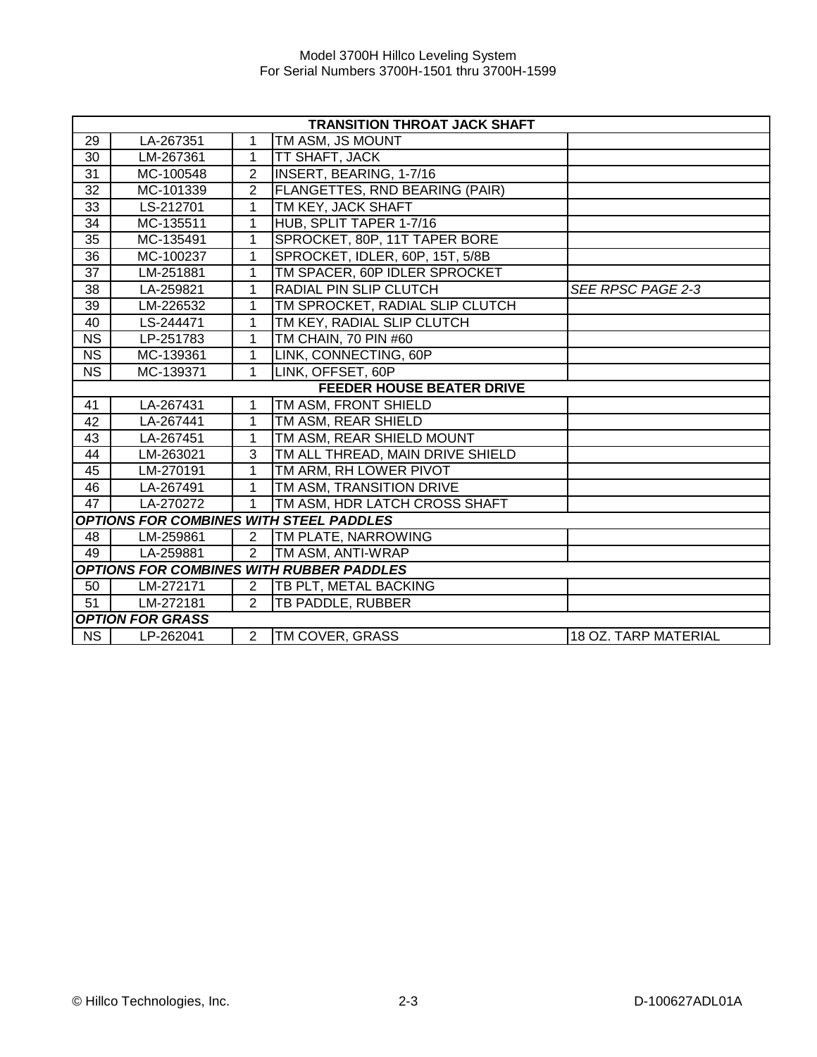| TRANSITION THROAT JACK SHAFT | | | | |
|---|---|---|---|---|
| 29 | LA-267351 | 1 | TM ASM, JS MOUNT | |
| 30 | LM-267361 | 1 | TT SHAFT, JACK | |
| 31 | MC-100548 | 2 | INSERT, BEARING, 1-7/16 | |
| 32 | MC-101339 | 2 | FLANGETTES, RND BEARING (PAIR) | |
| 33 | LS-212701 | 1 | TM KEY, JACK SHAFT | |
| 34 | MC-135511 | 1 | HUB, SPLIT TAPER 1-7/16 | |
| 35 | MC-135491 | 1 | SPROCKET, 80P, 11T TAPER BORE | |
| 36 | MC-100237 | 1 | SPROCKET, IDLER, 60P, 15T, 5/8B | |
| 37 | LM-251881 | 1 | TM SPACER, 60P IDLER SPROCKET | |
| 38 | LA-259821 | 1 | RADIAL PIN SLIP CLUTCH | *SEE RPSC PAGE 2-3* |
| 39 | LM-226532 | 1 | TM SPROCKET, RADIAL SLIP CLUTCH | |
| 40 | LS-244471 | 1 | TM KEY, RADIAL SLIP CLUTCH | |
| NS | LP-251783 | 1 | TM CHAIN, 70 PIN #60 | |
| NS | MC-139361 | 1 | LINK, CONNECTING, 60P | |
| NS | MC-139371 | 1 | LINK, OFFSET, 60P | |
| **FEEDER HOUSE BEATER DRIVE** | | | | |
| 41 | LA-267431 | 1 | TM ASM, FRONT SHIELD | |
| 42 | LA-267441 | 1 | TM ASM, REAR SHIELD | |
| 43 | LA-267451 | 1 | TM ASM, REAR SHIELD MOUNT | |
| 44 | LM-263021 | 3 | TM ALL THREAD, MAIN DRIVE SHIELD | |
| 45 | LM-270191 | 1 | TM ARM, RH LOWER PIVOT | |
| 46 | LA-267491 | 1 | TM ASM, TRANSITION DRIVE | |
| 47 | LA-270272 | 1 | TM ASM, HDR LATCH CROSS SHAFT | |
| ***OPTIONS FOR COMBINES WITH STEEL PADDLES*** | | | | |
| 48 | LM-259861 | 2 | TM PLATE, NARROWING | |
| 49 | LA-259881 | 2 | TM ASM, ANTI-WRAP | |
| ***OPTIONS FOR COMBINES WITH RUBBER PADDLES*** | | | | |
| 50 | LM-272171 | 2 | TB PLT, METAL BACKING | |
| 51 | LM-272181 | 2 | TB PADDLE, RUBBER | |
| ***OPTION FOR GRASS*** | | | | |
| NS | LP-262041 | 2 | TM COVER, GRASS | 18 OZ. TARP MATERIAL |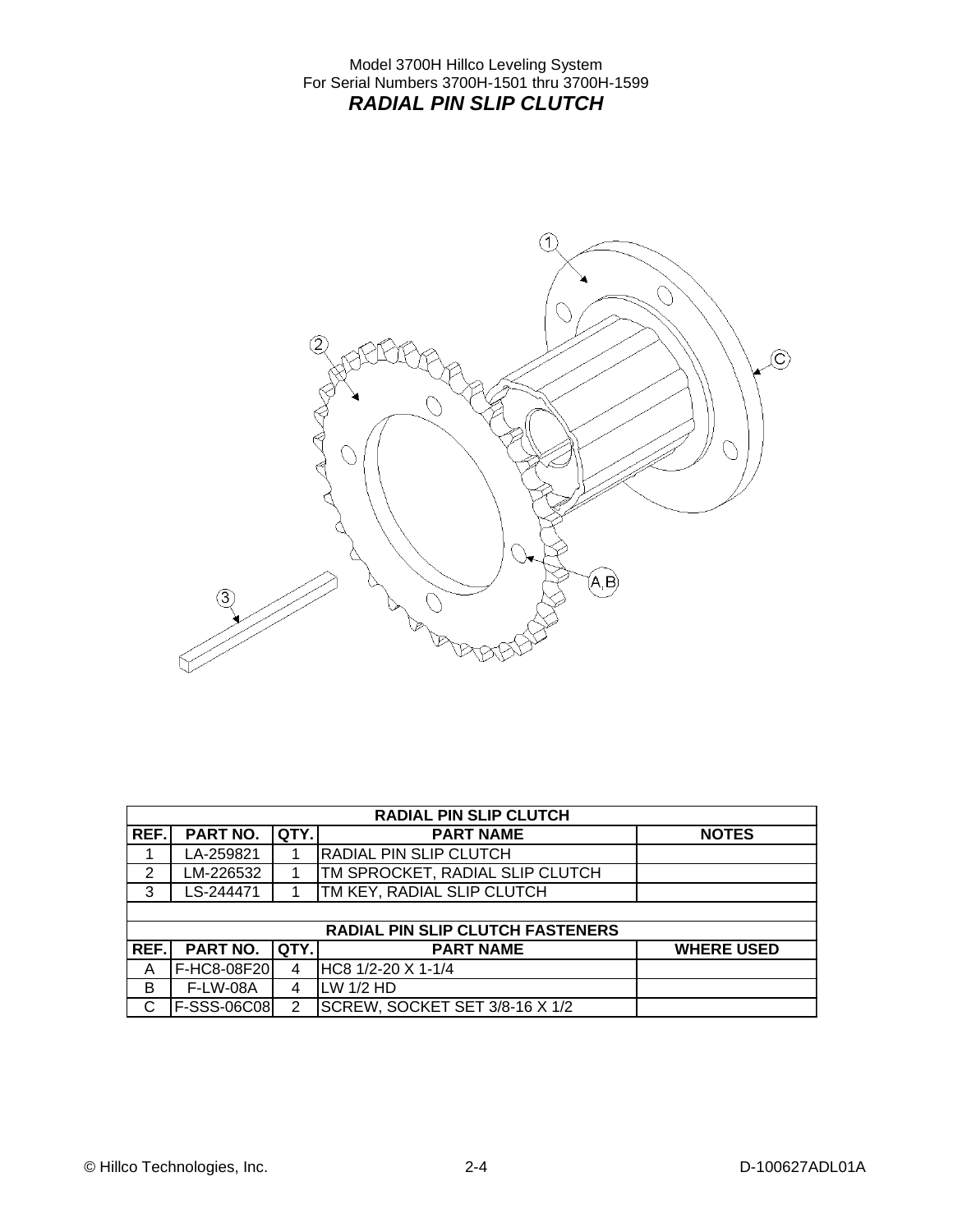Model 3700H Hillco Leveling System
For Serial Numbers 3700H-1501 thru 3700H-1599

# *RADIAL PIN SLIP CLUTCH*

| RADIAL PIN SLIP CLUTCH | | | | |
|---|---|---|---|---|
| REF. | PART NO. | QTY. | PART NAME | NOTES |
| 1 | LA-259821 | 1 | RADIAL PIN SLIP CLUTCH | |
| 2 | LM-226532 | 1 | TM SPROCKET, RADIAL SLIP CLUTCH | |
| 3 | LS-244471 | 1 | TM KEY, RADIAL SLIP CLUTCH | |
| | | | | |
| **RADIAL PIN SLIP CLUTCH FASTENERS** | | | | |
| **REF.** | **PART NO.** | **QTY.** | **PART NAME** | **WHERE USED** |
| A | F-HC8-08F20 | 4 | HC8 1/2-20 X 1-1/4 | |
| B | F-LW-08A | 4 | LW 1/2 HD | |
| C | F-SSS-06C08 | 2 | SCREW, SOCKET SET 3/8-16 X 1/2 | |

© Hillco Technologies, Inc. D-100627ADL01A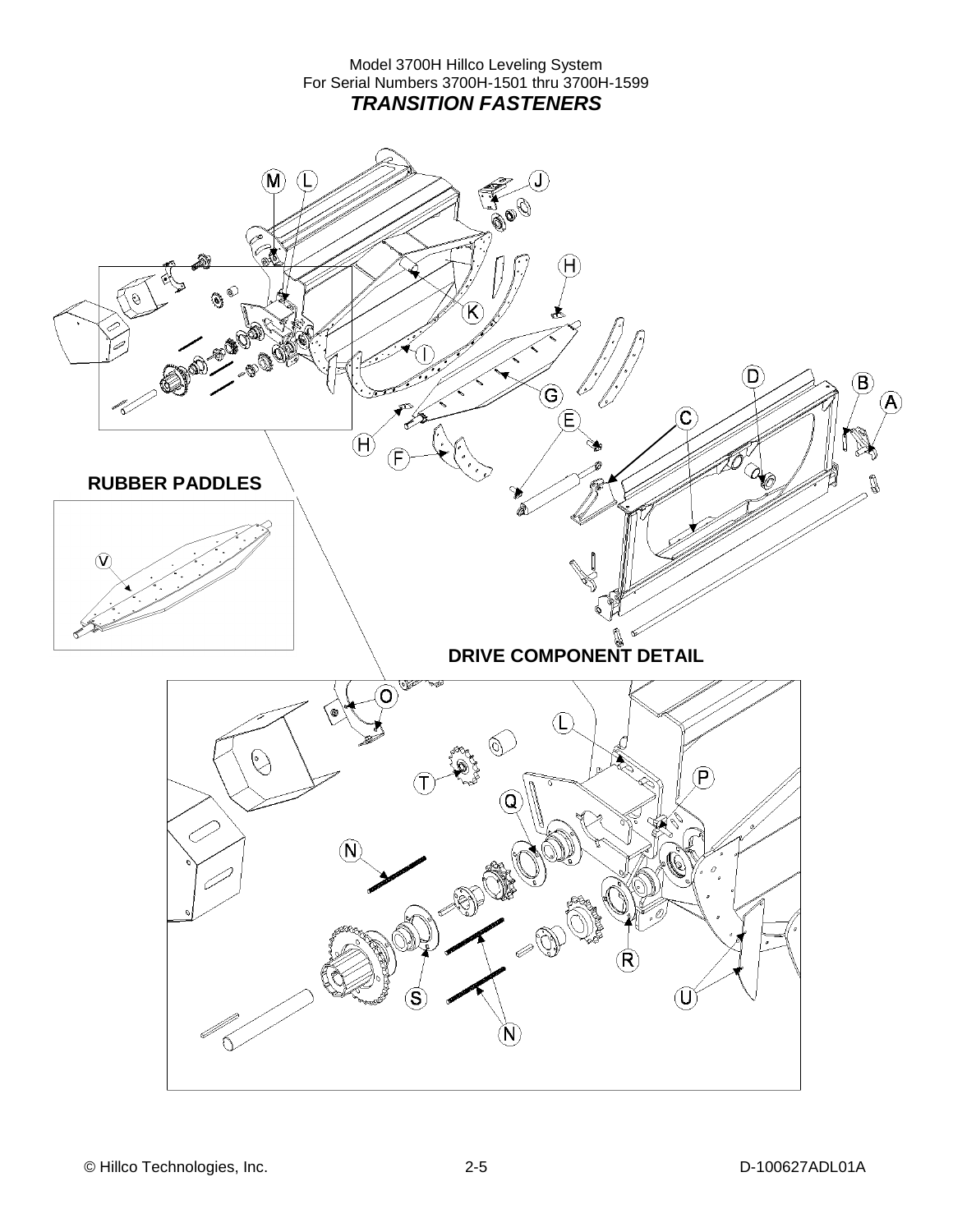Model 3700H Hillco Leveling System
For Serial Numbers 3700H-1501 thru 3700H-1599

## *TRANSITION FASTENERS*

M L J H K I G H E F D C B A

**RUBBER PADDLES**

V

**DRIVE COMPONENT DETAIL**

O L T P Q N R S N U

© Hillco Technologies, Inc. 2-5 D-100627ADL01A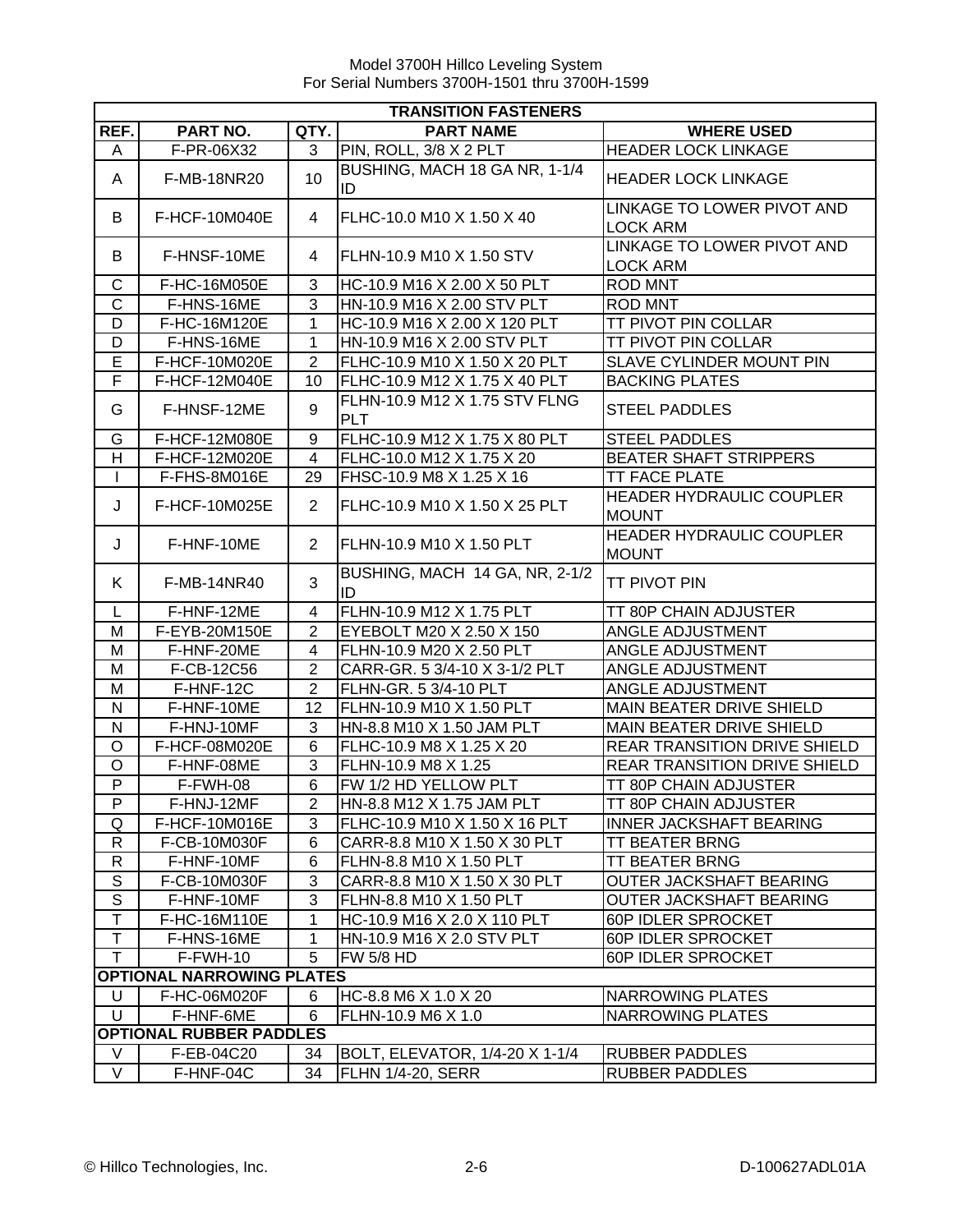Model 3700H Hillco Leveling System
For Serial Numbers 3700H-1501 thru 3700H-1599

| TRANSITION FASTENERS | | | | |
|---|---|---|---|---|
| REF. | PART NO. | QTY. | PART NAME | WHERE USED |
| A | F-PR-06X32 | 3 | PIN, ROLL, 3/8 X 2 PLT | HEADER LOCK LINKAGE |
| A | F-MB-18NR20 | 10 | BUSHING, MACH 18 GA NR, 1-1/4 ID | HEADER LOCK LINKAGE |
| B | F-HCF-10M040E | 4 | FLHC-10.0 M10 X 1.50 X 40 | LINKAGE TO LOWER PIVOT AND LOCK ARM |
| B | F-HNSF-10ME | 4 | FLHN-10.9 M10 X 1.50 STV | LINKAGE TO LOWER PIVOT AND LOCK ARM |
| C | F-HC-16M050E | 3 | HC-10.9 M16 X 2.00 X 50 PLT | ROD MNT |
| C | F-HNS-16ME | 3 | HN-10.9 M16 X 2.00 STV PLT | ROD MNT |
| D | F-HC-16M120E | 1 | HC-10.9 M16 X 2.00 X 120 PLT | TT PIVOT PIN COLLAR |
| D | F-HNS-16ME | 1 | HN-10.9 M16 X 2.00 STV PLT | TT PIVOT PIN COLLAR |
| E | F-HCF-10M020E | 2 | FLHC-10.9 M10 X 1.50 X 20 PLT | SLAVE CYLINDER MOUNT PIN |
| F | F-HCF-12M040E | 10 | FLHC-10.9 M12 X 1.75 X 40 PLT | BACKING PLATES |
| G | F-HNSF-12ME | 9 | FLHN-10.9 M12 X 1.75 STV FLNG PLT | STEEL PADDLES |
| G | F-HCF-12M080E | 9 | FLHC-10.9 M12 X 1.75 X 80 PLT | STEEL PADDLES |
| H | F-HCF-12M020E | 4 | FLHC-10.0 M12 X 1.75 X 20 | BEATER SHAFT STRIPPERS |
| I | F-FHS-8M016E | 29 | FHSC-10.9 M8 X 1.25 X 16 | TT FACE PLATE |
| J | F-HCF-10M025E | 2 | FLHC-10.9 M10 X 1.50 X 25 PLT | HEADER HYDRAULIC COUPLER MOUNT |
| J | F-HNF-10ME | 2 | FLHN-10.9 M10 X 1.50 PLT | HEADER HYDRAULIC COUPLER MOUNT |
| K | F-MB-14NR40 | 3 | BUSHING, MACH 14 GA, NR, 2-1/2 ID | TT PIVOT PIN |
| L | F-HNF-12ME | 4 | FLHN-10.9 M12 X 1.75 PLT | TT 80P CHAIN ADJUSTER |
| M | F-EYB-20M150E | 2 | EYEBOLT M20 X 2.50 X 150 | ANGLE ADJUSTMENT |
| M | F-HNF-20ME | 4 | FLHN-10.9 M20 X 2.50 PLT | ANGLE ADJUSTMENT |
| M | F-CB-12C56 | 2 | CARR-GR. 5 3/4-10 X 3-1/2 PLT | ANGLE ADJUSTMENT |
| M | F-HNF-12C | 2 | FLHN-GR. 5 3/4-10 PLT | ANGLE ADJUSTMENT |
| N | F-HNF-10ME | 12 | FLHN-10.9 M10 X 1.50 PLT | MAIN BEATER DRIVE SHIELD |
| N | F-HNJ-10MF | 3 | HN-8.8 M10 X 1.50 JAM PLT | MAIN BEATER DRIVE SHIELD |
| O | F-HCF-08M020E | 6 | FLHC-10.9 M8 X 1.25 X 20 | REAR TRANSITION DRIVE SHIELD |
| O | F-HNF-08ME | 3 | FLHN-10.9 M8 X 1.25 | REAR TRANSITION DRIVE SHIELD |
| P | F-FWH-08 | 6 | FW 1/2 HD YELLOW PLT | TT 80P CHAIN ADJUSTER |
| P | F-HNJ-12MF | 2 | HN-8.8 M12 X 1.75 JAM PLT | TT 80P CHAIN ADJUSTER |
| Q | F-HCF-10M016E | 3 | FLHC-10.9 M10 X 1.50 X 16 PLT | INNER JACKSHAFT BEARING |
| R | F-CB-10M030F | 6 | CARR-8.8 M10 X 1.50 X 30 PLT | TT BEATER BRNG |
| R | F-HNF-10MF | 6 | FLHN-8.8 M10 X 1.50 PLT | TT BEATER BRNG |
| S | F-CB-10M030F | 3 | CARR-8.8 M10 X 1.50 X 30 PLT | OUTER JACKSHAFT BEARING |
| S | F-HNF-10MF | 3 | FLHN-8.8 M10 X 1.50 PLT | OUTER JACKSHAFT BEARING |
| T | F-HC-16M110E | 1 | HC-10.9 M16 X 2.0 X 110 PLT | 60P IDLER SPROCKET |
| T | F-HNS-16ME | 1 | HN-10.9 M16 X 2.0 STV PLT | 60P IDLER SPROCKET |
| T | F-FWH-10 | 5 | FW 5/8 HD | 60P IDLER SPROCKET |
| **OPTIONAL NARROWING PLATES** | | | | |
| U | F-HC-06M020F | 6 | HC-8.8 M6 X 1.0 X 20 | NARROWING PLATES |
| U | F-HNF-6ME | 6 | FLHN-10.9 M6 X 1.0 | NARROWING PLATES |
| **OPTIONAL RUBBER PADDLES** | | | | |
| V | F-EB-04C20 | 34 | BOLT, ELEVATOR, 1/4-20 X 1-1/4 | RUBBER PADDLES |
| V | F-HNF-04C | 34 | FLHN 1/4-20, SERR | RUBBER PADDLES |

© Hillco Technologies, Inc. 2-6 D-100627ADL01A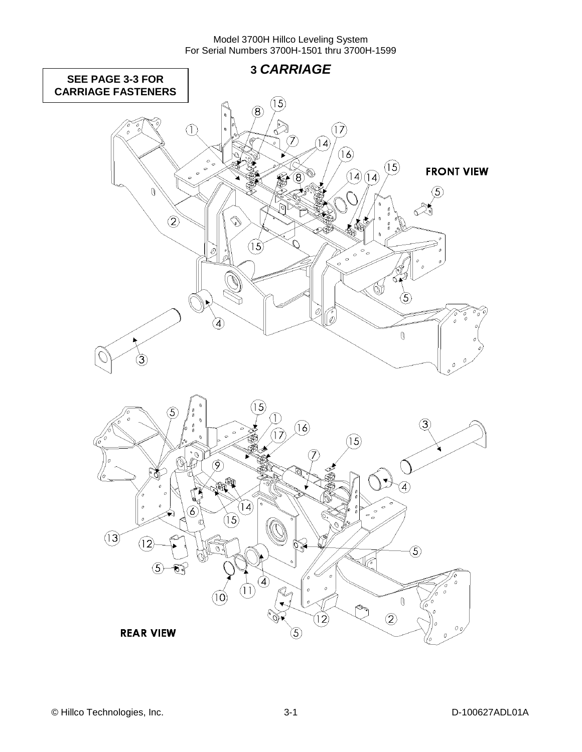# 3 *CARRIAGE*

**SEE PAGE 3-3 FOR CARRIAGE FASTENERS**

FRONT VIEW

REAR VIEW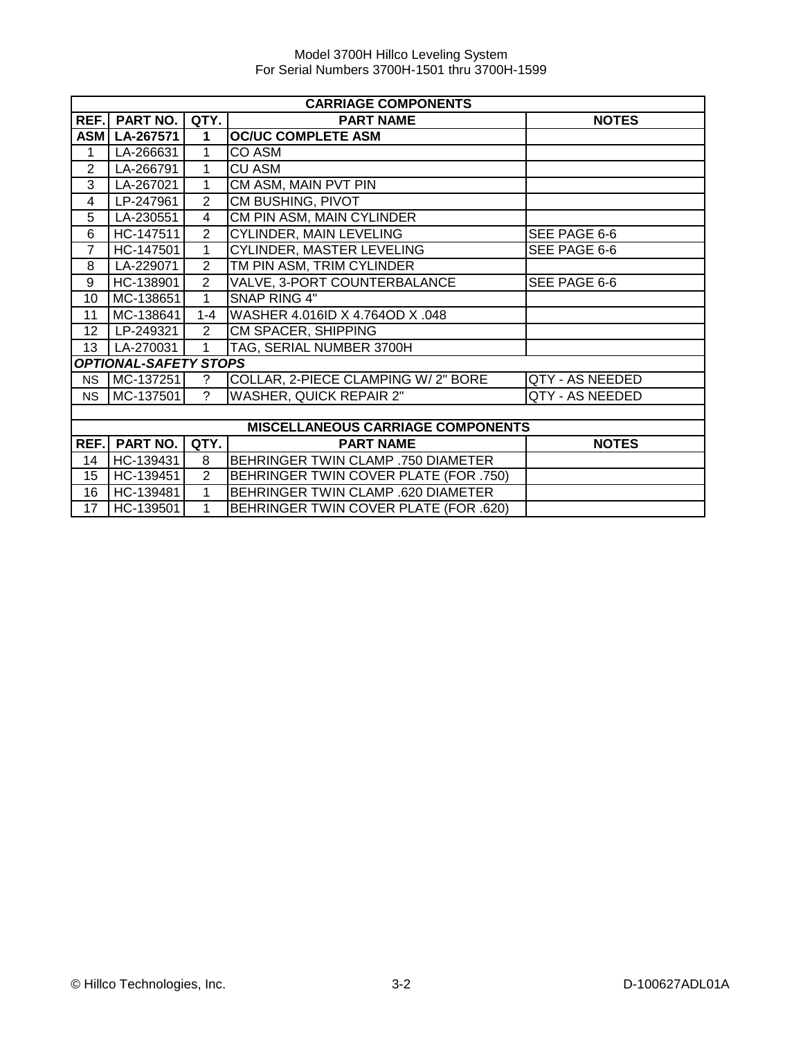| CARRIAGE COMPONENTS | | | | |
|---|---|---|---|---|
| **REF.** | **PART NO.** | **QTY.** | **PART NAME** | **NOTES** |
| **ASM** | **LA-267571** | **1** | **OC/UC COMPLETE ASM** | |
| 1 | LA-266631 | 1 | CO ASM | |
| 2 | LA-266791 | 1 | CU ASM | |
| 3 | LA-267021 | 1 | CM ASM, MAIN PVT PIN | |
| 4 | LP-247961 | 2 | CM BUSHING, PIVOT | |
| 5 | LA-230551 | 4 | CM PIN ASM, MAIN CYLINDER | |
| 6 | HC-147511 | 2 | CYLINDER, MAIN LEVELING | SEE PAGE 6-6 |
| 7 | HC-147501 | 1 | CYLINDER, MASTER LEVELING | SEE PAGE 6-6 |
| 8 | LA-229071 | 2 | TM PIN ASM, TRIM CYLINDER | |
| 9 | HC-138901 | 2 | VALVE, 3-PORT COUNTERBALANCE | SEE PAGE 6-6 |
| 10 | MC-138651 | 1 | SNAP RING 4" | |
| 11 | MC-138641 | 1-4 | WASHER 4.016ID X 4.764OD X .048 | |
| 12 | LP-249321 | 2 | CM SPACER, SHIPPING | |
| 13 | LA-270031 | 1 | TAG, SERIAL NUMBER 3700H | |
| ***OPTIONAL-SAFETY STOPS*** | | | | |
| NS | MC-137251 | ? | COLLAR, 2-PIECE CLAMPING W/ 2" BORE | QTY - AS NEEDED |
| NS | MC-137501 | ? | WASHER, QUICK REPAIR 2" | QTY - AS NEEDED |

| MISCELLANEOUS CARRIAGE COMPONENTS | | | | |
|---|---|---|---|---|
| **REF.** | **PART NO.** | **QTY.** | **PART NAME** | **NOTES** |
| 14 | HC-139431 | 8 | BEHRINGER TWIN CLAMP .750 DIAMETER | |
| 15 | HC-139451 | 2 | BEHRINGER TWIN COVER PLATE (FOR .750) | |
| 16 | HC-139481 | 1 | BEHRINGER TWIN CLAMP .620 DIAMETER | |
| 17 | HC-139501 | 1 | BEHRINGER TWIN COVER PLATE (FOR .620) | |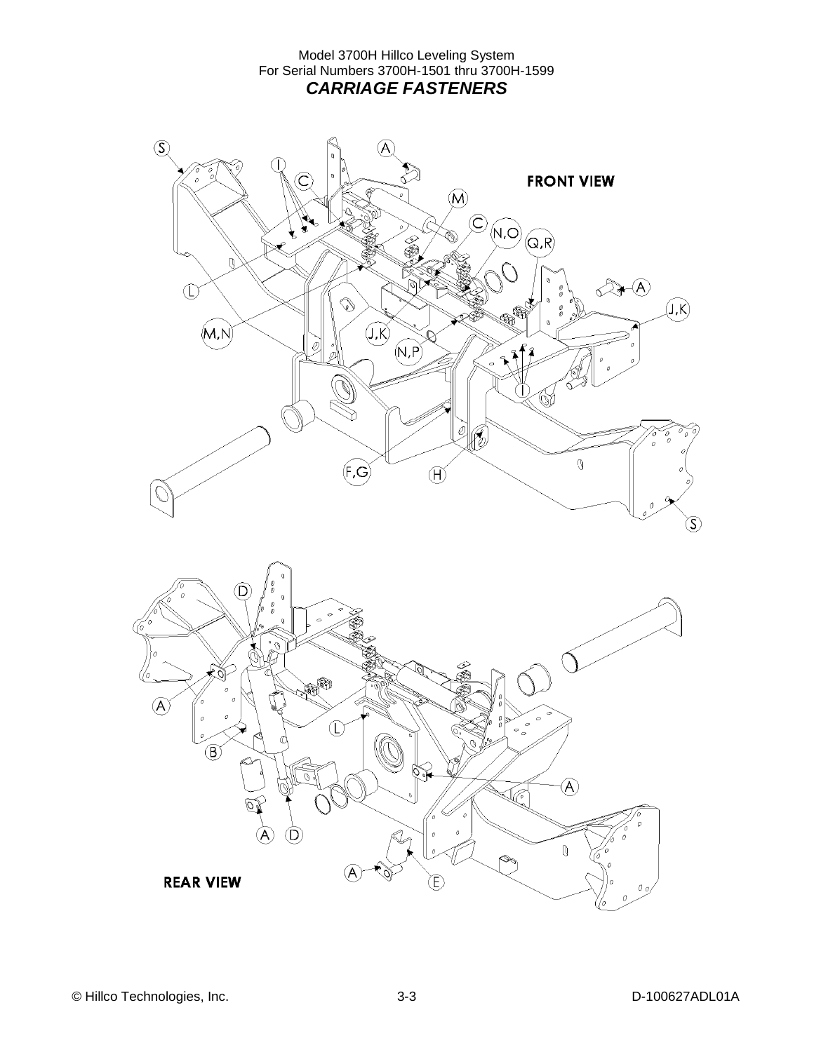Model 3700H Hillco Leveling System
For Serial Numbers 3700H-1501 thru 3700H-1599

## *CARRIAGE FASTENERS*

FRONT VIEW

S, A, I, C, M, C, N,O, Q,R, A, J,K, L, M,N, J,K, N,P, I, F,G, H, S

REAR VIEW

D, A, B, L, A, A, D, A, E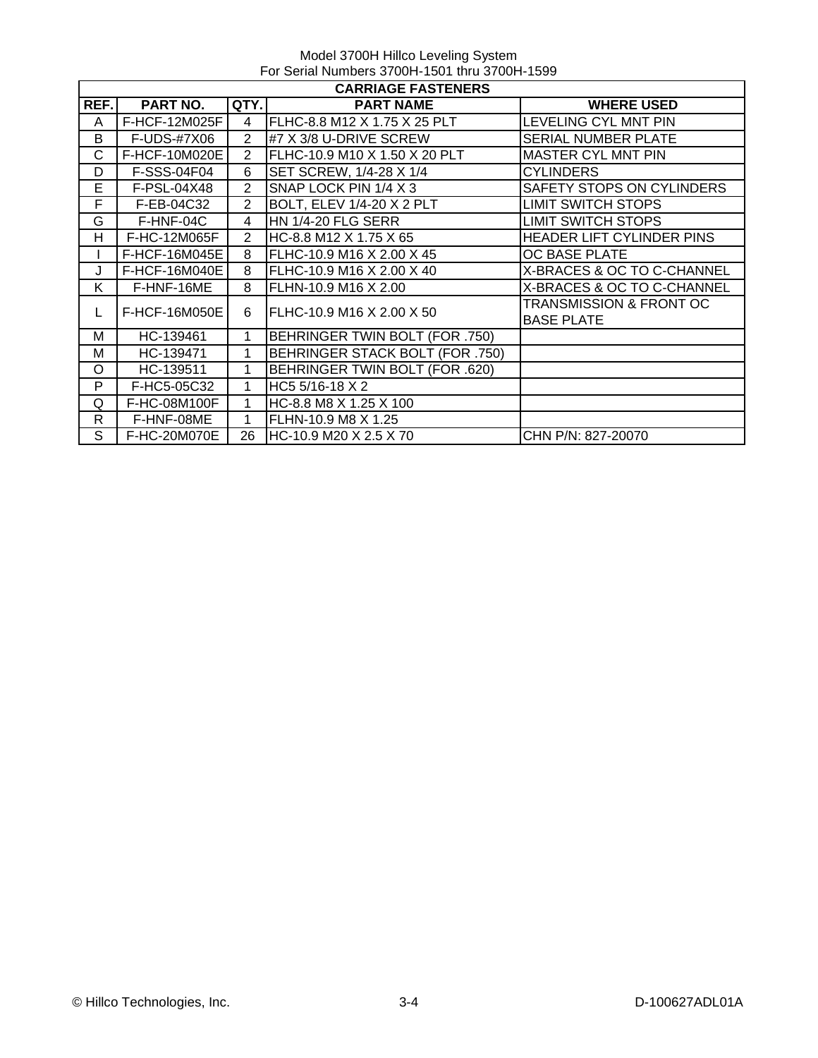Model 3700H Hillco Leveling System
For Serial Numbers 3700H-1501 thru 3700H-1599

| CARRIAGE FASTENERS | | | | |
|---|---|---|---|---|
| **REF.** | **PART NO.** | **QTY.** | **PART NAME** | **WHERE USED** |
| A | F-HCF-12M025F | 4 | FLHC-8.8 M12 X 1.75 X 25 PLT | LEVELING CYL MNT PIN |
| B | F-UDS-#7X06 | 2 | #7 X 3/8 U-DRIVE SCREW | SERIAL NUMBER PLATE |
| C | F-HCF-10M020E | 2 | FLHC-10.9 M10 X 1.50 X 20 PLT | MASTER CYL MNT PIN |
| D | F-SSS-04F04 | 6 | SET SCREW, 1/4-28 X 1/4 | CYLINDERS |
| E | F-PSL-04X48 | 2 | SNAP LOCK PIN 1/4 X 3 | SAFETY STOPS ON CYLINDERS |
| F | F-EB-04C32 | 2 | BOLT, ELEV 1/4-20 X 2 PLT | LIMIT SWITCH STOPS |
| G | F-HNF-04C | 4 | HN 1/4-20 FLG SERR | LIMIT SWITCH STOPS |
| H | F-HC-12M065F | 2 | HC-8.8 M12 X 1.75 X 65 | HEADER LIFT CYLINDER PINS |
| I | F-HCF-16M045E | 8 | FLHC-10.9 M16 X 2.00 X 45 | OC BASE PLATE |
| J | F-HCF-16M040E | 8 | FLHC-10.9 M16 X 2.00 X 40 | X-BRACES & OC TO C-CHANNEL |
| K | F-HNF-16ME | 8 | FLHN-10.9 M16 X 2.00 | X-BRACES & OC TO C-CHANNEL |
| L | F-HCF-16M050E | 6 | FLHC-10.9 M16 X 2.00 X 50 | TRANSMISSION & FRONT OC BASE PLATE |
| M | HC-139461 | 1 | BEHRINGER TWIN BOLT (FOR .750) | |
| M | HC-139471 | 1 | BEHRINGER STACK BOLT (FOR .750) | |
| O | HC-139511 | 1 | BEHRINGER TWIN BOLT (FOR .620) | |
| P | F-HC5-05C32 | 1 | HC5 5/16-18 X 2 | |
| Q | F-HC-08M100F | 1 | HC-8.8 M8 X 1.25 X 100 | |
| R | F-HNF-08ME | 1 | FLHN-10.9 M8 X 1.25 | |
| S | F-HC-20M070E | 26 | HC-10.9 M20 X 2.5 X 70 | CHN P/N: 827-20070 |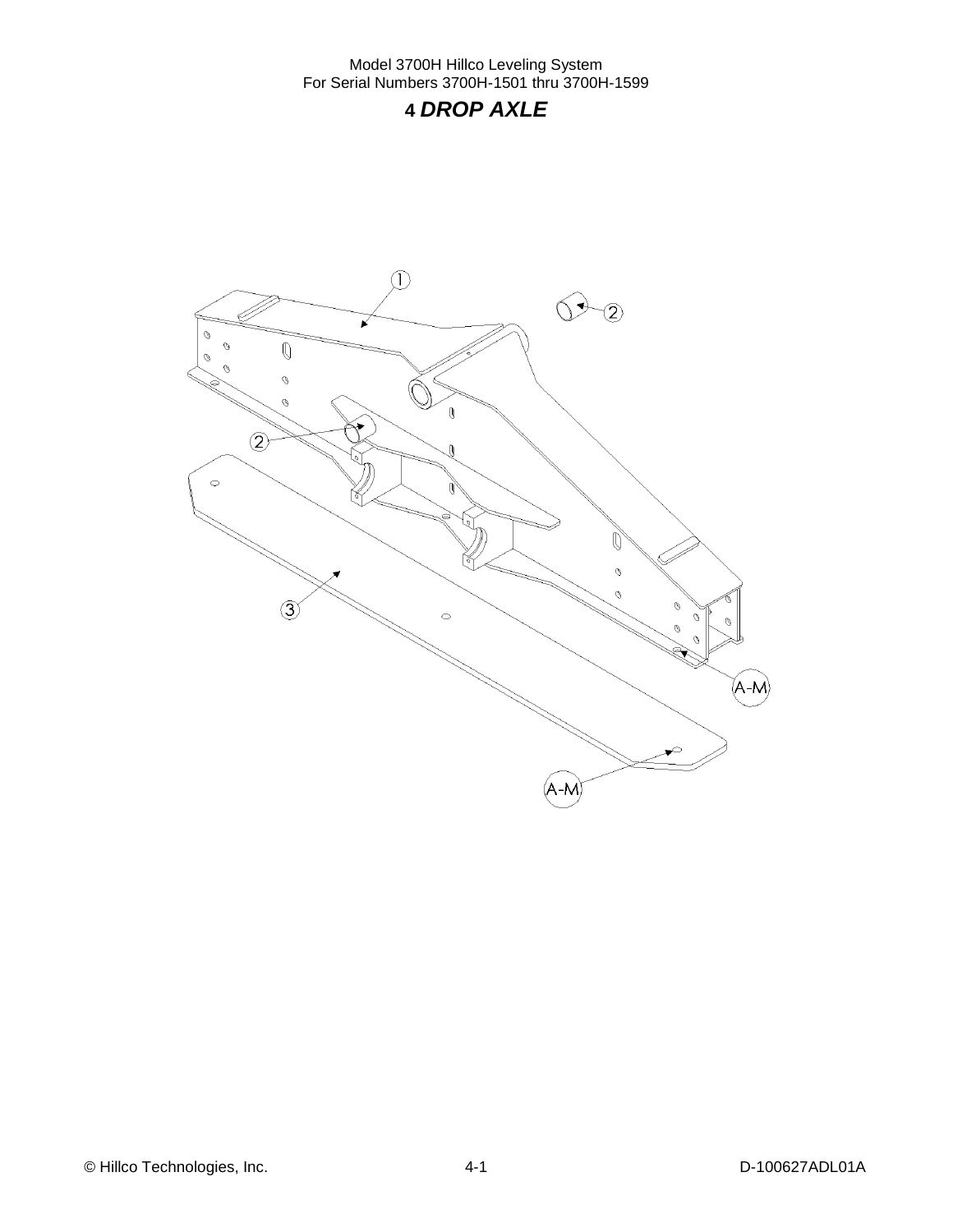# 4 *DROP AXLE*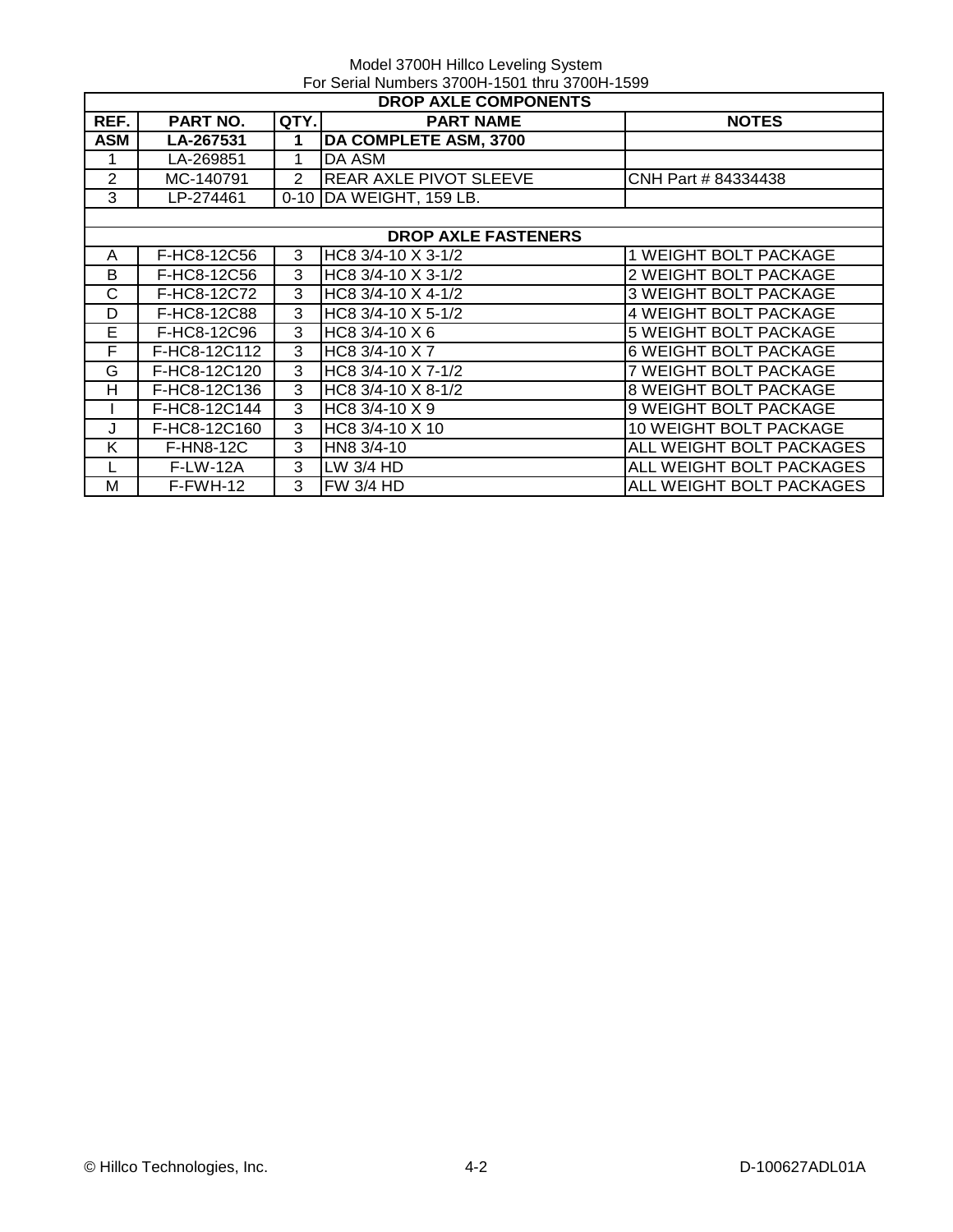Model 3700H Hillco Leveling System
For Serial Numbers 3700H-1501 thru 3700H-1599

| DROP AXLE COMPONENTS | | | | |
|---|---|---|---|---|
| **REF.** | **PART NO.** | **QTY.** | **PART NAME** | **NOTES** |
| **ASM** | **LA-267531** | **1** | **DA COMPLETE ASM, 3700** | |
| 1 | LA-269851 | 1 | DA ASM | |
| 2 | MC-140791 | 2 | REAR AXLE PIVOT SLEEVE | CNH Part # 84334438 |
| 3 | LP-274461 | 0-10 | DA WEIGHT, 159 LB. | |
| | | | | |
| **DROP AXLE FASTENERS** | | | | |
| A | F-HC8-12C56 | 3 | HC8 3/4-10 X 3-1/2 | 1 WEIGHT BOLT PACKAGE |
| B | F-HC8-12C56 | 3 | HC8 3/4-10 X 3-1/2 | 2 WEIGHT BOLT PACKAGE |
| C | F-HC8-12C72 | 3 | HC8 3/4-10 X 4-1/2 | 3 WEIGHT BOLT PACKAGE |
| D | F-HC8-12C88 | 3 | HC8 3/4-10 X 5-1/2 | 4 WEIGHT BOLT PACKAGE |
| E | F-HC8-12C96 | 3 | HC8 3/4-10 X 6 | 5 WEIGHT BOLT PACKAGE |
| F | F-HC8-12C112 | 3 | HC8 3/4-10 X 7 | 6 WEIGHT BOLT PACKAGE |
| G | F-HC8-12C120 | 3 | HC8 3/4-10 X 7-1/2 | 7 WEIGHT BOLT PACKAGE |
| H | F-HC8-12C136 | 3 | HC8 3/4-10 X 8-1/2 | 8 WEIGHT BOLT PACKAGE |
| I | F-HC8-12C144 | 3 | HC8 3/4-10 X 9 | 9 WEIGHT BOLT PACKAGE |
| J | F-HC8-12C160 | 3 | HC8 3/4-10 X 10 | 10 WEIGHT BOLT PACKAGE |
| K | F-HN8-12C | 3 | HN8 3/4-10 | ALL WEIGHT BOLT PACKAGES |
| L | F-LW-12A | 3 | LW 3/4 HD | ALL WEIGHT BOLT PACKAGES |
| M | F-FWH-12 | 3 | FW 3/4 HD | ALL WEIGHT BOLT PACKAGES |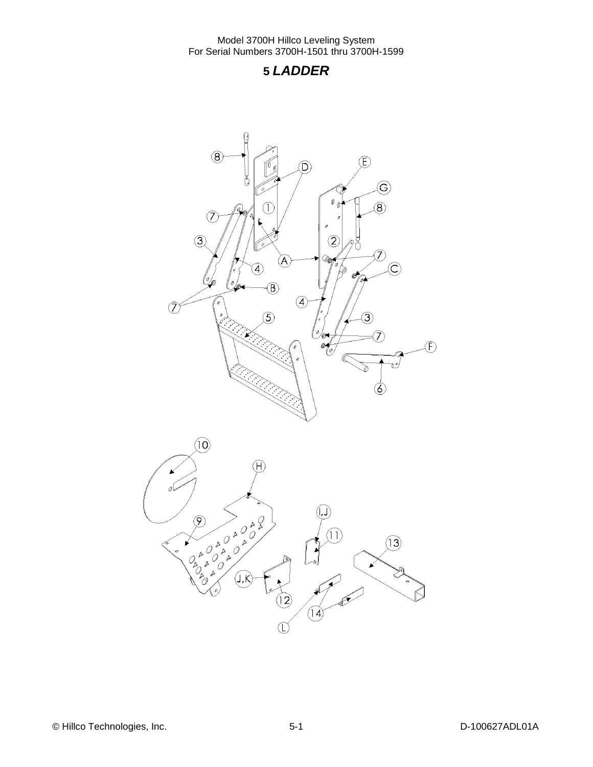## 5 *LADDER*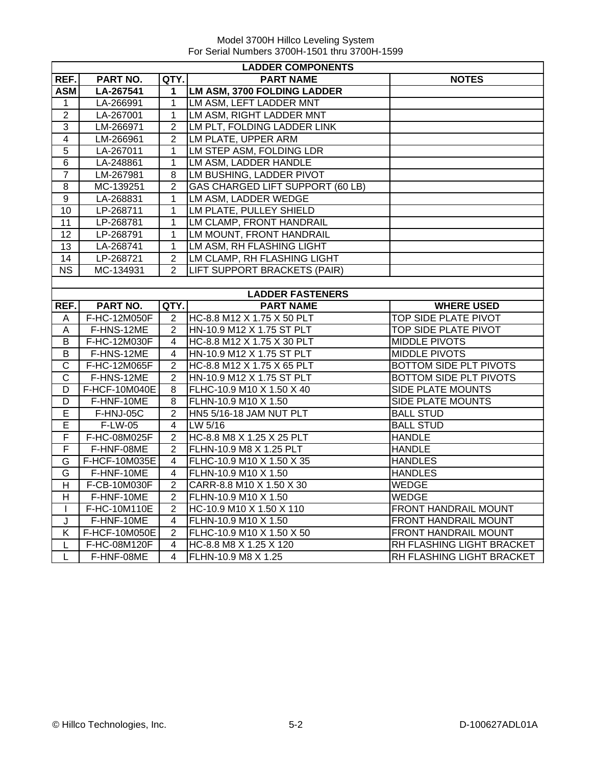Model 3700H Hillco Leveling System
For Serial Numbers 3700H-1501 thru 3700H-1599

| LADDER COMPONENTS | | | | |
|---|---|---|---|---|
| **REF.** | **PART NO.** | **QTY.** | **PART NAME** | **NOTES** |
| **ASM** | **LA-267541** | **1** | **LM ASM, 3700 FOLDING LADDER** | |
| 1 | LA-266991 | 1 | LM ASM, LEFT LADDER MNT | |
| 2 | LA-267001 | 1 | LM ASM, RIGHT LADDER MNT | |
| 3 | LM-266971 | 2 | LM PLT, FOLDING LADDER LINK | |
| 4 | LM-266961 | 2 | LM PLATE, UPPER ARM | |
| 5 | LA-267011 | 1 | LM STEP ASM, FOLDING LDR | |
| 6 | LA-248861 | 1 | LM ASM, LADDER HANDLE | |
| 7 | LM-267981 | 8 | LM BUSHING, LADDER PIVOT | |
| 8 | MC-139251 | 2 | GAS CHARGED LIFT SUPPORT (60 LB) | |
| 9 | LA-268831 | 1 | LM ASM, LADDER WEDGE | |
| 10 | LP-268711 | 1 | LM PLATE, PULLEY SHIELD | |
| 11 | LP-268781 | 1 | LM CLAMP, FRONT HANDRAIL | |
| 12 | LP-268791 | 1 | LM MOUNT, FRONT HANDRAIL | |
| 13 | LA-268741 | 1 | LM ASM, RH FLASHING LIGHT | |
| 14 | LP-268721 | 2 | LM CLAMP, RH FLASHING LIGHT | |
| NS | MC-134931 | 2 | LIFT SUPPORT BRACKETS (PAIR) | |

| LADDER FASTENERS | | | | |
|---|---|---|---|---|
| **REF.** | **PART NO.** | **QTY.** | **PART NAME** | **WHERE USED** |
| A | F-HC-12M050F | 2 | HC-8.8 M12 X 1.75 X 50 PLT | TOP SIDE PLATE PIVOT |
| A | F-HNS-12ME | 2 | HN-10.9 M12 X 1.75 ST PLT | TOP SIDE PLATE PIVOT |
| B | F-HC-12M030F | 4 | HC-8.8 M12 X 1.75 X 30 PLT | MIDDLE PIVOTS |
| B | F-HNS-12ME | 4 | HN-10.9 M12 X 1.75 ST PLT | MIDDLE PIVOTS |
| C | F-HC-12M065F | 2 | HC-8.8 M12 X 1.75 X 65 PLT | BOTTOM SIDE PLT PIVOTS |
| C | F-HNS-12ME | 2 | HN-10.9 M12 X 1.75 ST PLT | BOTTOM SIDE PLT PIVOTS |
| D | F-HCF-10M040E | 8 | FLHC-10.9 M10 X 1.50 X 40 | SIDE PLATE MOUNTS |
| D | F-HNF-10ME | 8 | FLHN-10.9 M10 X 1.50 | SIDE PLATE MOUNTS |
| E | F-HNJ-05C | 2 | HN5 5/16-18 JAM NUT PLT | BALL STUD |
| E | F-LW-05 | 4 | LW 5/16 | BALL STUD |
| F | F-HC-08M025F | 2 | HC-8.8 M8 X 1.25 X 25 PLT | HANDLE |
| F | F-HNF-08ME | 2 | FLHN-10.9 M8 X 1.25 PLT | HANDLE |
| G | F-HCF-10M035E | 4 | FLHC-10.9 M10 X 1.50 X 35 | HANDLES |
| G | F-HNF-10ME | 4 | FLHN-10.9 M10 X 1.50 | HANDLES |
| H | F-CB-10M030F | 2 | CARR-8.8 M10 X 1.50 X 30 | WEDGE |
| H | F-HNF-10ME | 2 | FLHN-10.9 M10 X 1.50 | WEDGE |
| I | F-HC-10M110E | 2 | HC-10.9 M10 X 1.50 X 110 | FRONT HANDRAIL MOUNT |
| J | F-HNF-10ME | 4 | FLHN-10.9 M10 X 1.50 | FRONT HANDRAIL MOUNT |
| K | F-HCF-10M050E | 2 | FLHC-10.9 M10 X 1.50 X 50 | FRONT HANDRAIL MOUNT |
| L | F-HC-08M120F | 4 | HC-8.8 M8 X 1.25 X 120 | RH FLASHING LIGHT BRACKET |
| L | F-HNF-08ME | 4 | FLHN-10.9 M8 X 1.25 | RH FLASHING LIGHT BRACKET |

© Hillco Technologies, Inc. — D-100627ADL01A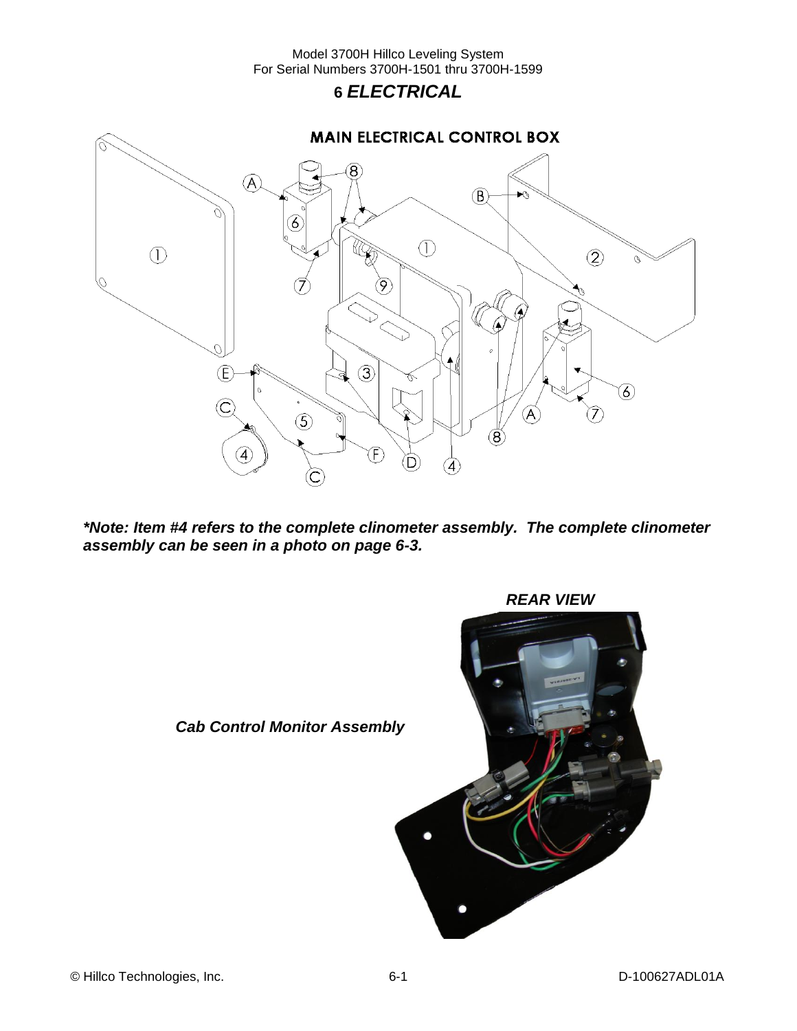# 6 *ELECTRICAL*

## MAIN ELECTRICAL CONTROL BOX

***Note: Item #4 refers to the complete clinometer assembly. The complete clinometer assembly can be seen in a photo on page 6-3.***

***REAR VIEW***

***Cab Control Monitor Assembly***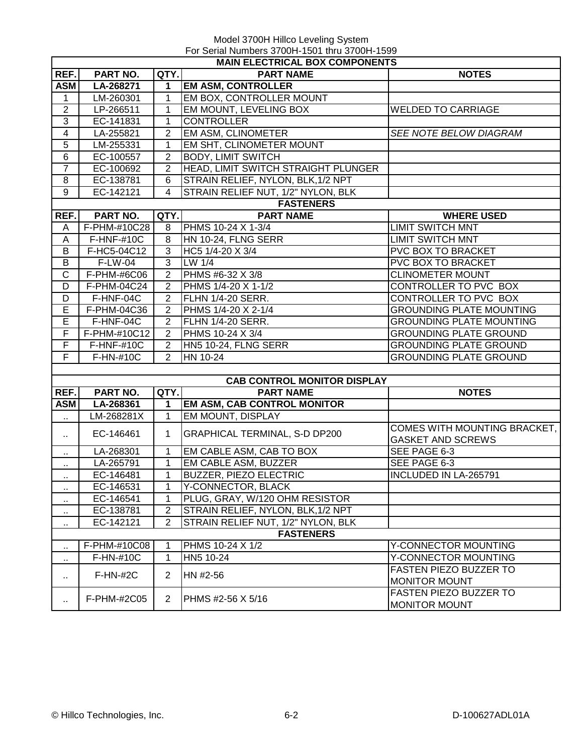Model 3700H Hillco Leveling System
For Serial Numbers 3700H-1501 thru 3700H-1599

## MAIN ELECTRICAL BOX COMPONENTS

| REF. | PART NO. | QTY. | PART NAME | NOTES |
|---|---|---|---|---|
| **ASM** | **LA-268271** | **1** | **EM ASM, CONTROLLER** | |
| 1 | LM-260301 | 1 | EM BOX, CONTROLLER MOUNT | |
| 2 | LP-266511 | 1 | EM MOUNT, LEVELING BOX | WELDED TO CARRIAGE |
| 3 | EC-141831 | 1 | CONTROLLER | |
| 4 | LA-255821 | 2 | EM ASM, CLINOMETER | *SEE NOTE BELOW DIAGRAM* |
| 5 | LM-255331 | 1 | EM SHT, CLINOMETER MOUNT | |
| 6 | EC-100557 | 2 | BODY, LIMIT SWITCH | |
| 7 | EC-100692 | 2 | HEAD, LIMIT SWITCH STRAIGHT PLUNGER | |
| 8 | EC-138781 | 6 | STRAIN RELIEF, NYLON, BLK,1/2 NPT | |
| 9 | EC-142121 | 4 | STRAIN RELIEF NUT, 1/2" NYLON, BLK | |

### FASTENERS

| REF. | PART NO. | QTY. | PART NAME | WHERE USED |
|---|---|---|---|---|
| A | F-PHM-#10C28 | 8 | PHMS 10-24 X 1-3/4 | LIMIT SWITCH MNT |
| A | F-HNF-#10C | 8 | HN 10-24, FLNG SERR | LIMIT SWITCH MNT |
| B | F-HC5-04C12 | 3 | HC5 1/4-20 X 3/4 | PVC BOX TO BRACKET |
| B | F-LW-04 | 3 | LW 1/4 | PVC BOX TO BRACKET |
| C | F-PHM-#6C06 | 2 | PHMS #6-32 X 3/8 | CLINOMETER MOUNT |
| D | F-PHM-04C24 | 2 | PHMS 1/4-20 X 1-1/2 | CONTROLLER TO PVC BOX |
| D | F-HNF-04C | 2 | FLHN 1/4-20 SERR. | CONTROLLER TO PVC BOX |
| E | F-PHM-04C36 | 2 | PHMS 1/4-20 X 2-1/4 | GROUNDING PLATE MOUNTING |
| E | F-HNF-04C | 2 | FLHN 1/4-20 SERR. | GROUNDING PLATE MOUNTING |
| F | F-PHM-#10C12 | 2 | PHMS 10-24 X 3/4 | GROUNDING PLATE GROUND |
| F | F-HNF-#10C | 2 | HN5 10-24, FLNG SERR | GROUNDING PLATE GROUND |
| F | F-HN-#10C | 2 | HN 10-24 | GROUNDING PLATE GROUND |

## CAB CONTROL MONITOR DISPLAY

| REF. | PART NO. | QTY. | PART NAME | NOTES |
|---|---|---|---|---|
| **ASM** | **LA-268361** | **1** | **EM ASM, CAB CONTROL MONITOR** | |
| .. | LM-268281X | 1 | EM MOUNT, DISPLAY | |
| .. | EC-146461 | 1 | GRAPHICAL TERMINAL, S-D DP200 | COMES WITH MOUNTING BRACKET, GASKET AND SCREWS |
| .. | LA-268301 | 1 | EM CABLE ASM, CAB TO BOX | SEE PAGE 6-3 |
| .. | LA-265791 | 1 | EM CABLE ASM, BUZZER | SEE PAGE 6-3 |
| .. | EC-146481 | 1 | BUZZER, PIEZO ELECTRIC | INCLUDED IN LA-265791 |
| .. | EC-146531 | 1 | Y-CONNECTOR, BLACK | |
| .. | EC-146541 | 1 | PLUG, GRAY, W/120 OHM RESISTOR | |
| .. | EC-138781 | 2 | STRAIN RELIEF, NYLON, BLK,1/2 NPT | |
| .. | EC-142121 | 2 | STRAIN RELIEF NUT, 1/2" NYLON, BLK | |

### FASTENERS

| REF. | PART NO. | QTY. | PART NAME | NOTES |
|---|---|---|---|---|
| .. | F-PHM-#10C08 | 1 | PHMS 10-24 X 1/2 | Y-CONNECTOR MOUNTING |
| .. | F-HN-#10C | 1 | HN5 10-24 | Y-CONNECTOR MOUNTING |
| .. | F-HN-#2C | 2 | HN #2-56 | FASTEN PIEZO BUZZER TO MONITOR MOUNT |
| .. | F-PHM-#2C05 | 2 | PHMS #2-56 X 5/16 | FASTEN PIEZO BUZZER TO MONITOR MOUNT |

© Hillco Technologies, Inc. D-100627ADL01A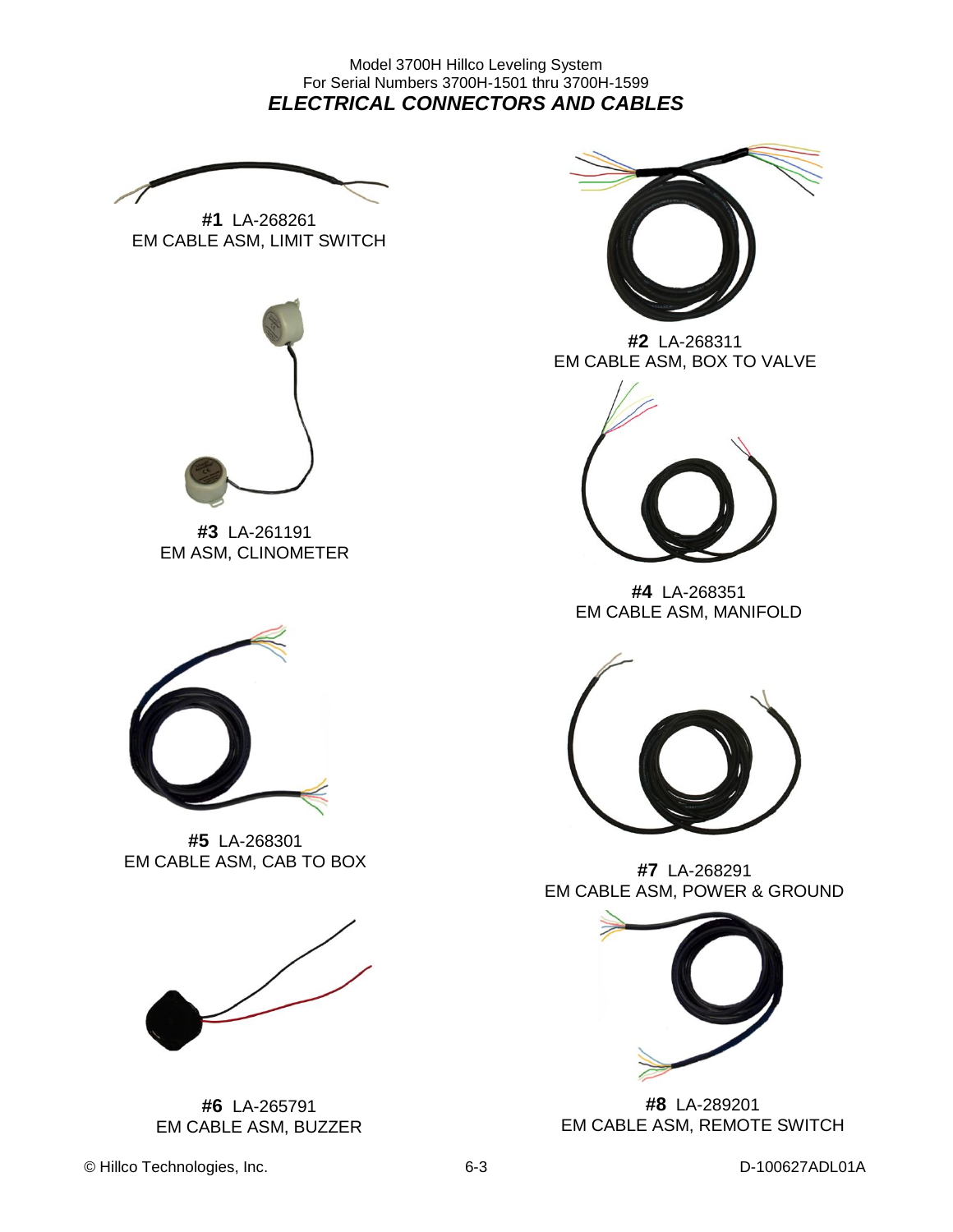## ELECTRICAL CONNECTORS AND CABLES

**#1** LA-268261
EM CABLE ASM, LIMIT SWITCH

**#2** LA-268311
EM CABLE ASM, BOX TO VALVE

**#3** LA-261191
EM ASM, CLINOMETER

**#4** LA-268351
EM CABLE ASM, MANIFOLD

**#5** LA-268301
EM CABLE ASM, CAB TO BOX

**#7** LA-268291
EM CABLE ASM, POWER & GROUND

**#6** LA-265791
EM CABLE ASM, BUZZER

**#8** LA-289201
EM CABLE ASM, REMOTE SWITCH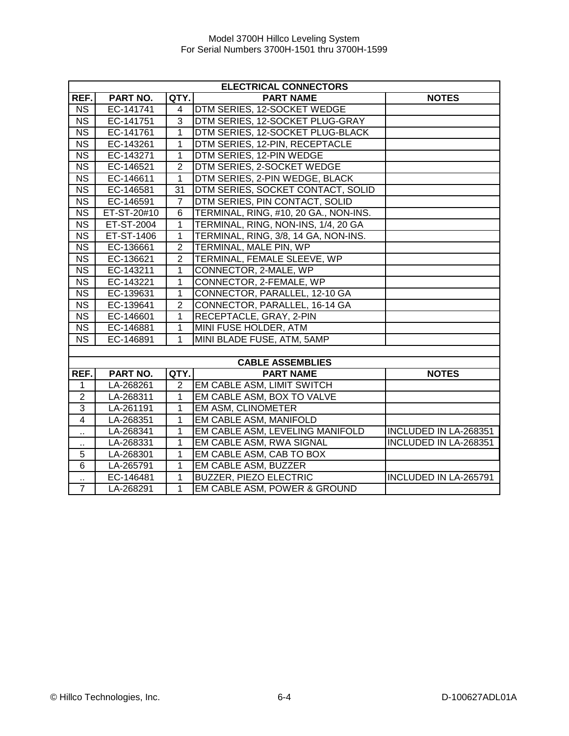| ELECTRICAL CONNECTORS | | | | |
|---|---|---|---|---|
| REF. | PART NO. | QTY. | PART NAME | NOTES |
| NS | EC-141741 | 4 | DTM SERIES, 12-SOCKET WEDGE | |
| NS | EC-141751 | 3 | DTM SERIES, 12-SOCKET PLUG-GRAY | |
| NS | EC-141761 | 1 | DTM SERIES, 12-SOCKET PLUG-BLACK | |
| NS | EC-143261 | 1 | DTM SERIES, 12-PIN, RECEPTACLE | |
| NS | EC-143271 | 1 | DTM SERIES, 12-PIN WEDGE | |
| NS | EC-146521 | 2 | DTM SERIES, 2-SOCKET WEDGE | |
| NS | EC-146611 | 1 | DTM SERIES, 2-PIN WEDGE, BLACK | |
| NS | EC-146581 | 31 | DTM SERIES, SOCKET CONTACT, SOLID | |
| NS | EC-146591 | 7 | DTM SERIES, PIN CONTACT, SOLID | |
| NS | ET-ST-20#10 | 6 | TERMINAL, RING, #10, 20 GA., NON-INS. | |
| NS | ET-ST-2004 | 1 | TERMINAL, RING, NON-INS, 1/4, 20 GA | |
| NS | ET-ST-1406 | 1 | TERMINAL, RING, 3/8, 14 GA, NON-INS. | |
| NS | EC-136661 | 2 | TERMINAL, MALE PIN, WP | |
| NS | EC-136621 | 2 | TERMINAL, FEMALE SLEEVE, WP | |
| NS | EC-143211 | 1 | CONNECTOR, 2-MALE, WP | |
| NS | EC-143221 | 1 | CONNECTOR, 2-FEMALE, WP | |
| NS | EC-139631 | 1 | CONNECTOR, PARALLEL, 12-10 GA | |
| NS | EC-139641 | 2 | CONNECTOR, PARALLEL, 16-14 GA | |
| NS | EC-146601 | 1 | RECEPTACLE, GRAY, 2-PIN | |
| NS | EC-146881 | 1 | MINI FUSE HOLDER, ATM | |
| NS | EC-146891 | 1 | MINI BLADE FUSE, ATM, 5AMP | |

| CABLE ASSEMBLIES | | | | |
|---|---|---|---|---|
| REF. | PART NO. | QTY. | PART NAME | NOTES |
| 1 | LA-268261 | 2 | EM CABLE ASM, LIMIT SWITCH | |
| 2 | LA-268311 | 1 | EM CABLE ASM, BOX TO VALVE | |
| 3 | LA-261191 | 1 | EM ASM, CLINOMETER | |
| 4 | LA-268351 | 1 | EM CABLE ASM, MANIFOLD | |
| .. | LA-268341 | 1 | EM CABLE ASM, LEVELING MANIFOLD | INCLUDED IN LA-268351 |
| .. | LA-268331 | 1 | EM CABLE ASM, RWA SIGNAL | INCLUDED IN LA-268351 |
| 5 | LA-268301 | 1 | EM CABLE ASM, CAB TO BOX | |
| 6 | LA-265791 | 1 | EM CABLE ASM, BUZZER | |
| .. | EC-146481 | 1 | BUZZER, PIEZO ELECTRIC | INCLUDED IN LA-265791 |
| 7 | LA-268291 | 1 | EM CABLE ASM, POWER & GROUND | |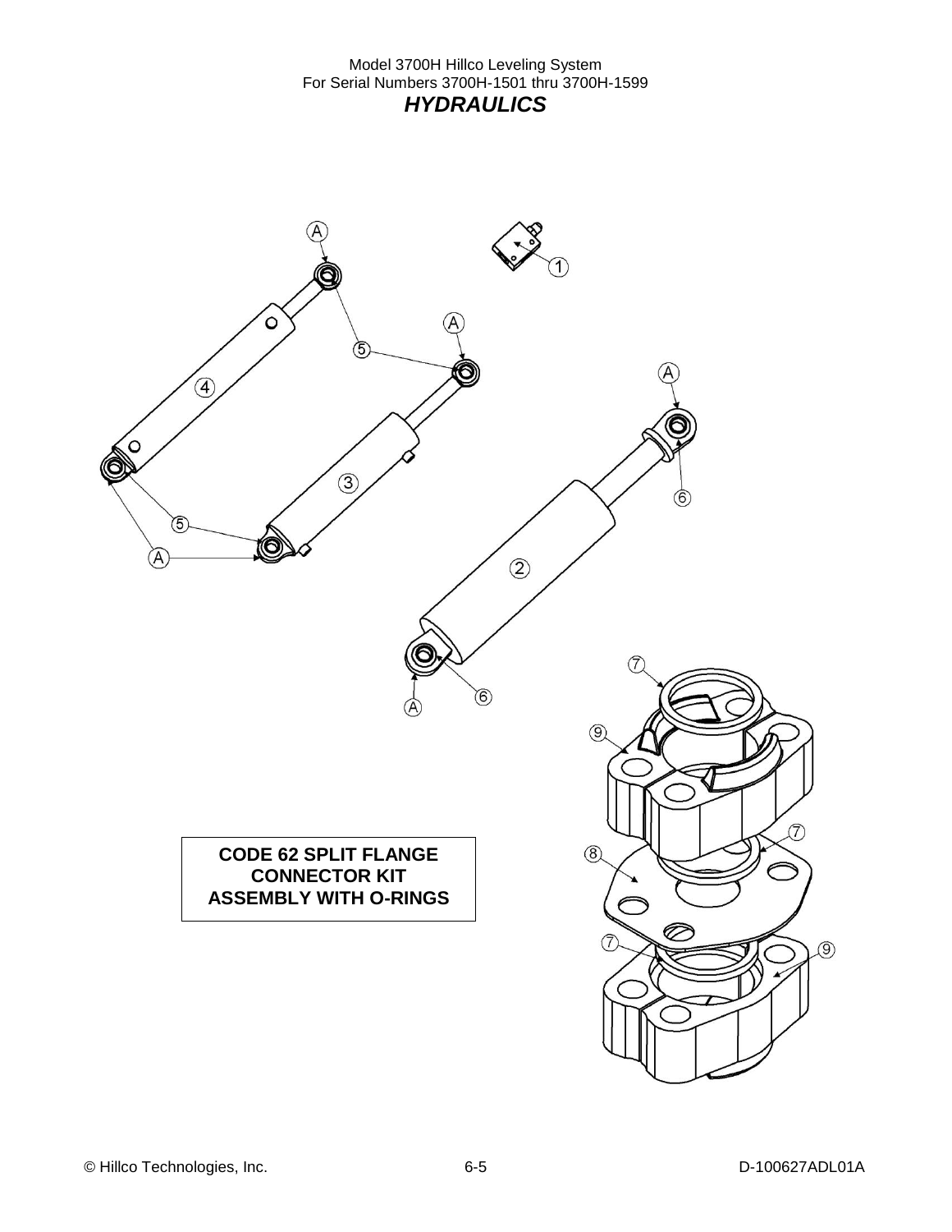## HYDRAULICS

**CODE 62 SPLIT FLANGE CONNECTOR KIT ASSEMBLY WITH O-RINGS**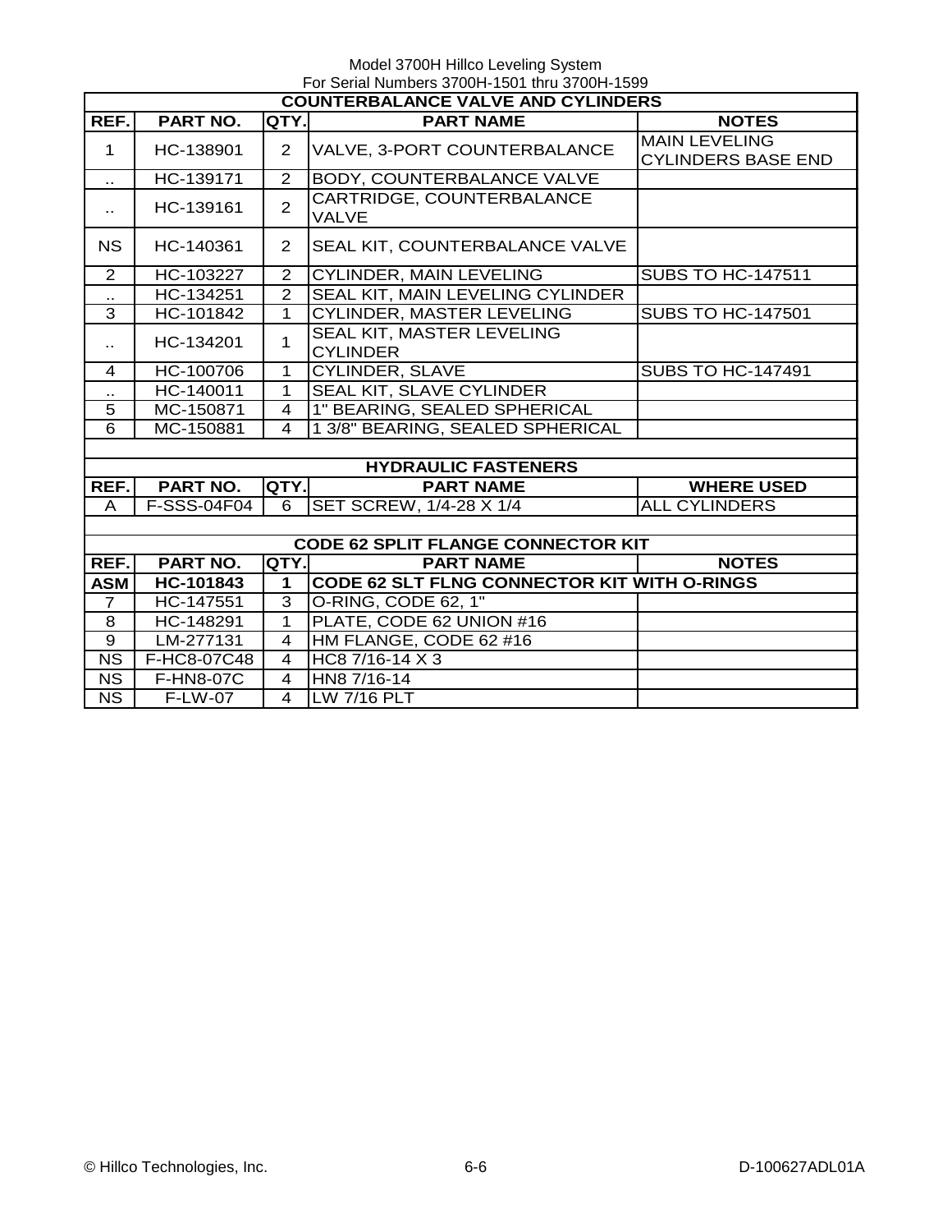Model 3700H Hillco Leveling System
For Serial Numbers 3700H-1501 thru 3700H-1599

## COUNTERBALANCE VALVE AND CYLINDERS

| REF. | PART NO. | QTY. | PART NAME | NOTES |
|---|---|---|---|---|
| 1 | HC-138901 | 2 | VALVE, 3-PORT COUNTERBALANCE | MAIN LEVELING CYLINDERS BASE END |
| .. | HC-139171 | 2 | BODY, COUNTERBALANCE VALVE | |
| .. | HC-139161 | 2 | CARTRIDGE, COUNTERBALANCE VALVE | |
| NS | HC-140361 | 2 | SEAL KIT, COUNTERBALANCE VALVE | |
| 2 | HC-103227 | 2 | CYLINDER, MAIN LEVELING | SUBS TO HC-147511 |
| .. | HC-134251 | 2 | SEAL KIT, MAIN LEVELING CYLINDER | |
| 3 | HC-101842 | 1 | CYLINDER, MASTER LEVELING | SUBS TO HC-147501 |
| .. | HC-134201 | 1 | SEAL KIT, MASTER LEVELING CYLINDER | |
| 4 | HC-100706 | 1 | CYLINDER, SLAVE | SUBS TO HC-147491 |
| .. | HC-140011 | 1 | SEAL KIT, SLAVE CYLINDER | |
| 5 | MC-150871 | 4 | 1" BEARING, SEALED SPHERICAL | |
| 6 | MC-150881 | 4 | 1 3/8" BEARING, SEALED SPHERICAL | |

## HYDRAULIC FASTENERS

| REF. | PART NO. | QTY. | PART NAME | WHERE USED |
|---|---|---|---|---|
| A | F-SSS-04F04 | 6 | SET SCREW, 1/4-28 X 1/4 | ALL CYLINDERS |

## CODE 62 SPLIT FLANGE CONNECTOR KIT

| REF. | PART NO. | QTY. | PART NAME | NOTES |
|---|---|---|---|---|
| **ASM** | **HC-101843** | **1** | **CODE 62 SLT FLNG CONNECTOR KIT WITH O-RINGS** | |
| 7 | HC-147551 | 3 | O-RING, CODE 62, 1" | |
| 8 | HC-148291 | 1 | PLATE, CODE 62 UNION #16 | |
| 9 | LM-277131 | 4 | HM FLANGE, CODE 62 #16 | |
| NS | F-HC8-07C48 | 4 | HC8 7/16-14 X 3 | |
| NS | F-HN8-07C | 4 | HN8 7/16-14 | |
| NS | F-LW-07 | 4 | LW 7/16 PLT | |

© Hillco Technologies, Inc. D-100627ADL01A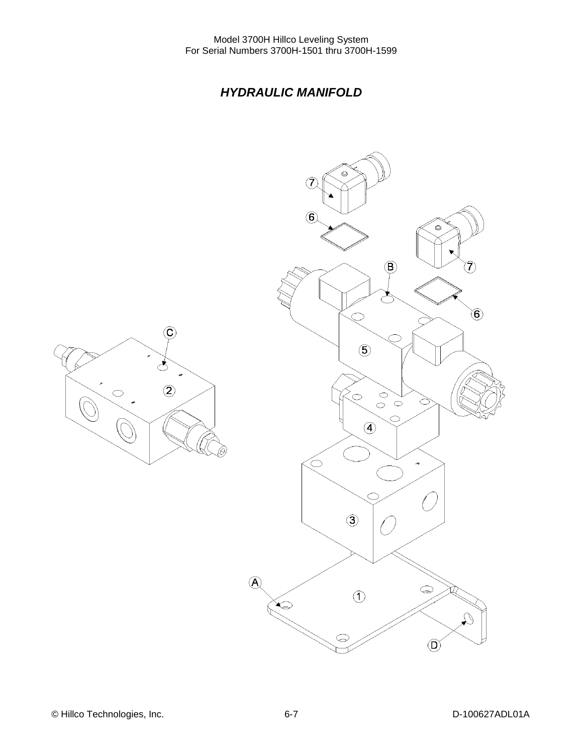## *HYDRAULIC MANIFOLD*

7

6

7

B

6

C

5

2

4

3

A

1

D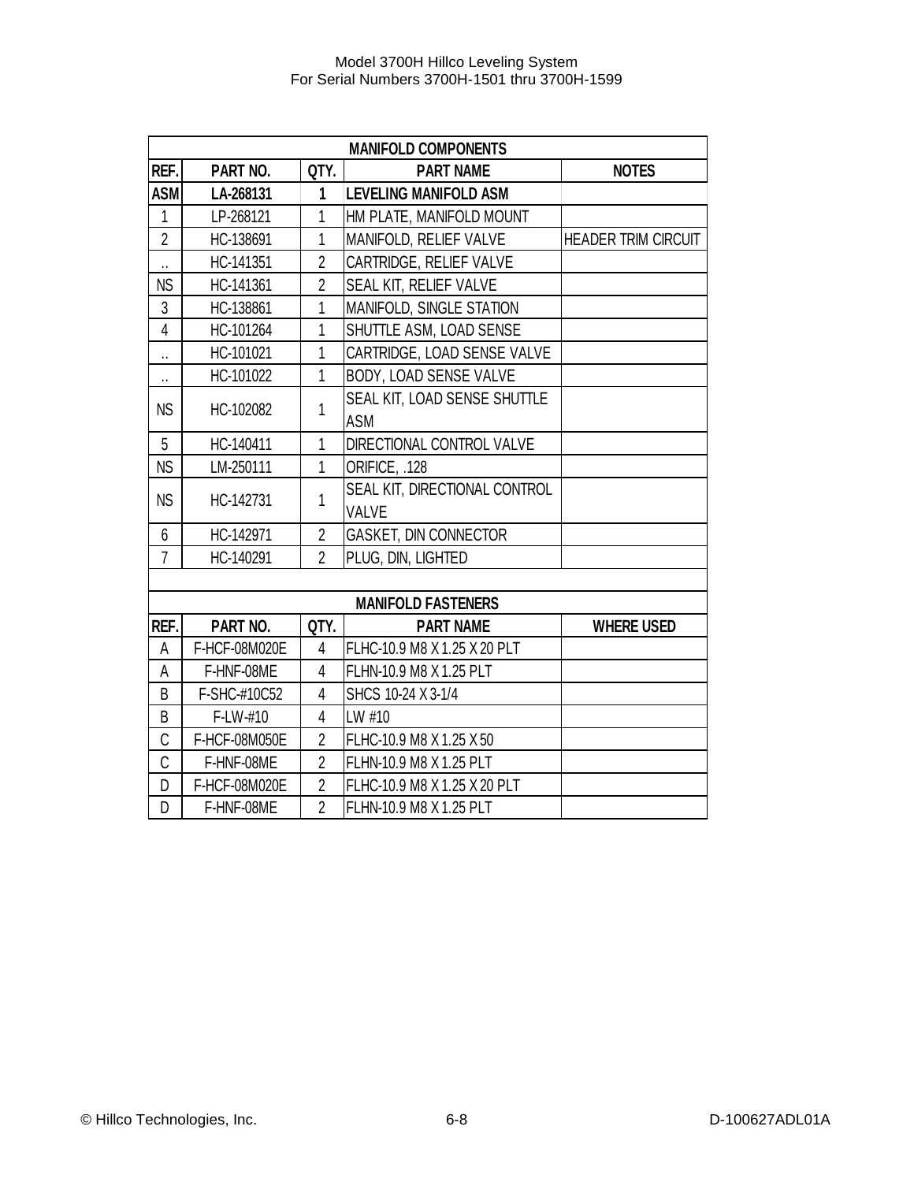| MANIFOLD COMPONENTS | | | | |
|---|---|---|---|---|
| **REF.** | **PART NO.** | **QTY.** | **PART NAME** | **NOTES** |
| **ASM** | **LA-268131** | **1** | **LEVELING MANIFOLD ASM** | |
| 1 | LP-268121 | 1 | HM PLATE, MANIFOLD MOUNT | |
| 2 | HC-138691 | 1 | MANIFOLD, RELIEF VALVE | HEADER TRIM CIRCUIT |
| .. | HC-141351 | 2 | CARTRIDGE, RELIEF VALVE | |
| NS | HC-141361 | 2 | SEAL KIT, RELIEF VALVE | |
| 3 | HC-138861 | 1 | MANIFOLD, SINGLE STATION | |
| 4 | HC-101264 | 1 | SHUTTLE ASM, LOAD SENSE | |
| .. | HC-101021 | 1 | CARTRIDGE, LOAD SENSE VALVE | |
| .. | HC-101022 | 1 | BODY, LOAD SENSE VALVE | |
| NS | HC-102082 | 1 | SEAL KIT, LOAD SENSE SHUTTLE ASM | |
| 5 | HC-140411 | 1 | DIRECTIONAL CONTROL VALVE | |
| NS | LM-250111 | 1 | ORIFICE, .128 | |
| NS | HC-142731 | 1 | SEAL KIT, DIRECTIONAL CONTROL VALVE | |
| 6 | HC-142971 | 2 | GASKET, DIN CONNECTOR | |
| 7 | HC-140291 | 2 | PLUG, DIN, LIGHTED | |

| MANIFOLD FASTENERS | | | | |
|---|---|---|---|---|
| **REF.** | **PART NO.** | **QTY.** | **PART NAME** | **WHERE USED** |
| A | F-HCF-08M020E | 4 | FLHC-10.9 M8 X 1.25 X 20 PLT | |
| A | F-HNF-08ME | 4 | FLHN-10.9 M8 X 1.25 PLT | |
| B | F-SHC-#10C52 | 4 | SHCS 10-24 X 3-1/4 | |
| B | F-LW-#10 | 4 | LW #10 | |
| C | F-HCF-08M050E | 2 | FLHC-10.9 M8 X 1.25 X 50 | |
| C | F-HNF-08ME | 2 | FLHN-10.9 M8 X 1.25 PLT | |
| D | F-HCF-08M020E | 2 | FLHC-10.9 M8 X 1.25 X 20 PLT | |
| D | F-HNF-08ME | 2 | FLHN-10.9 M8 X 1.25 PLT | |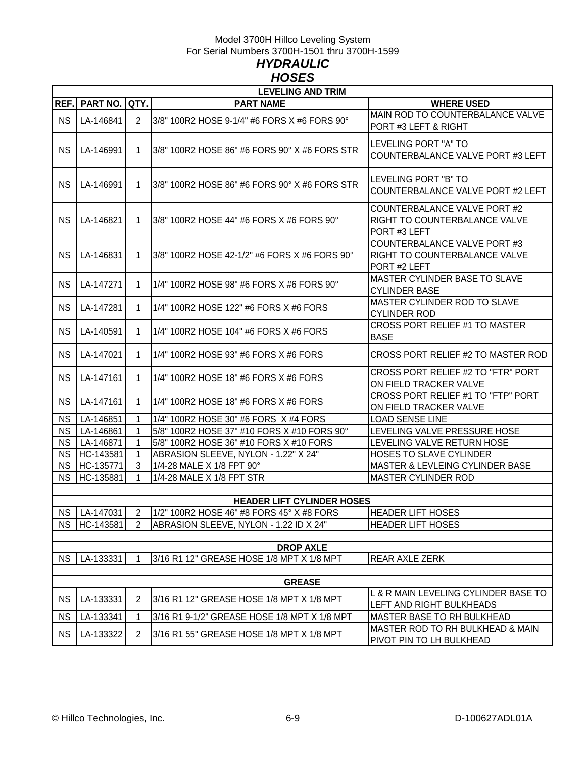Model 3700H Hillco Leveling System
For Serial Numbers 3700H-1501 thru 3700H-1599

# *HYDRAULIC*
# *HOSES*

| REF. | PART NO. | QTY. | PART NAME | WHERE USED |
|---|---|---|---|---|
| | | | **LEVELING AND TRIM** | |
| NS | LA-146841 | 2 | 3/8" 100R2 HOSE 9-1/4" #6 FORS X #6 FORS 90° | MAIN ROD TO COUNTERBALANCE VALVE PORT #3 LEFT & RIGHT |
| NS | LA-146991 | 1 | 3/8" 100R2 HOSE 86" #6 FORS 90° X #6 FORS STR | LEVELING PORT "A" TO COUNTERBALANCE VALVE PORT #3 LEFT |
| NS | LA-146991 | 1 | 3/8" 100R2 HOSE 86" #6 FORS 90° X #6 FORS STR | LEVELING PORT "B" TO COUNTERBALANCE VALVE PORT #2 LEFT |
| NS | LA-146821 | 1 | 3/8" 100R2 HOSE 44" #6 FORS X #6 FORS 90° | COUNTERBALANCE VALVE PORT #2 RIGHT TO COUNTERBALANCE VALVE PORT #3 LEFT |
| NS | LA-146831 | 1 | 3/8" 100R2 HOSE 42-1/2" #6 FORS X #6 FORS 90° | COUNTERBALANCE VALVE PORT #3 RIGHT TO COUNTERBALANCE VALVE PORT #2 LEFT |
| NS | LA-147271 | 1 | 1/4" 100R2 HOSE 98" #6 FORS X #6 FORS 90° | MASTER CYLINDER BASE TO SLAVE CYLINDER BASE |
| NS | LA-147281 | 1 | 1/4" 100R2 HOSE 122" #6 FORS X #6 FORS | MASTER CYLINDER ROD TO SLAVE CYLINDER ROD |
| NS | LA-140591 | 1 | 1/4" 100R2 HOSE 104" #6 FORS X #6 FORS | CROSS PORT RELIEF #1 TO MASTER BASE |
| NS | LA-147021 | 1 | 1/4" 100R2 HOSE 93" #6 FORS X #6 FORS | CROSS PORT RELIEF #2 TO MASTER ROD |
| NS | LA-147161 | 1 | 1/4" 100R2 HOSE 18" #6 FORS X #6 FORS | CROSS PORT RELIEF #2 TO "FTR" PORT ON FIELD TRACKER VALVE |
| NS | LA-147161 | 1 | 1/4" 100R2 HOSE 18" #6 FORS X #6 FORS | CROSS PORT RELIEF #1 TO "FTP" PORT ON FIELD TRACKER VALVE |
| NS | LA-146851 | 1 | 1/4" 100R2 HOSE 30" #6 FORS X #4 FORS | LOAD SENSE LINE |
| NS | LA-146861 | 1 | 5/8" 100R2 HOSE 37" #10 FORS X #10 FORS 90° | LEVELING VALVE PRESSURE HOSE |
| NS | LA-146871 | 1 | 5/8" 100R2 HOSE 36" #10 FORS X #10 FORS | LEVELING VALVE RETURN HOSE |
| NS | HC-143581 | 1 | ABRASION SLEEVE, NYLON - 1.22" X 24" | HOSES TO SLAVE CYLINDER |
| NS | HC-135771 | 3 | 1/4-28 MALE X 1/8 FPT 90° | MASTER & LEVLEING CYLINDER BASE |
| NS | HC-135881 | 1 | 1/4-28 MALE X 1/8 FPT STR | MASTER CYLINDER ROD |
| | | | | |
| | | | **HEADER LIFT CYLINDER HOSES** | |
| NS | LA-147031 | 2 | 1/2" 100R2 HOSE 46" #8 FORS 45° X #8 FORS | HEADER LIFT HOSES |
| NS | HC-143581 | 2 | ABRASION SLEEVE, NYLON - 1.22 ID X 24" | HEADER LIFT HOSES |
| | | | | |
| | | | **DROP AXLE** | |
| NS | LA-133331 | 1 | 3/16 R1 12" GREASE HOSE 1/8 MPT X 1/8 MPT | REAR AXLE ZERK |
| | | | | |
| | | | **GREASE** | |
| NS | LA-133331 | 2 | 3/16 R1 12" GREASE HOSE 1/8 MPT X 1/8 MPT | L & R MAIN LEVELING CYLINDER BASE TO LEFT AND RIGHT BULKHEADS |
| NS | LA-133341 | 1 | 3/16 R1 9-1/2" GREASE HOSE 1/8 MPT X 1/8 MPT | MASTER BASE TO RH BULKHEAD |
| NS | LA-133322 | 2 | 3/16 R1 55" GREASE HOSE 1/8 MPT X 1/8 MPT | MASTER ROD TO RH BULKHEAD & MAIN PIVOT PIN TO LH BULKHEAD |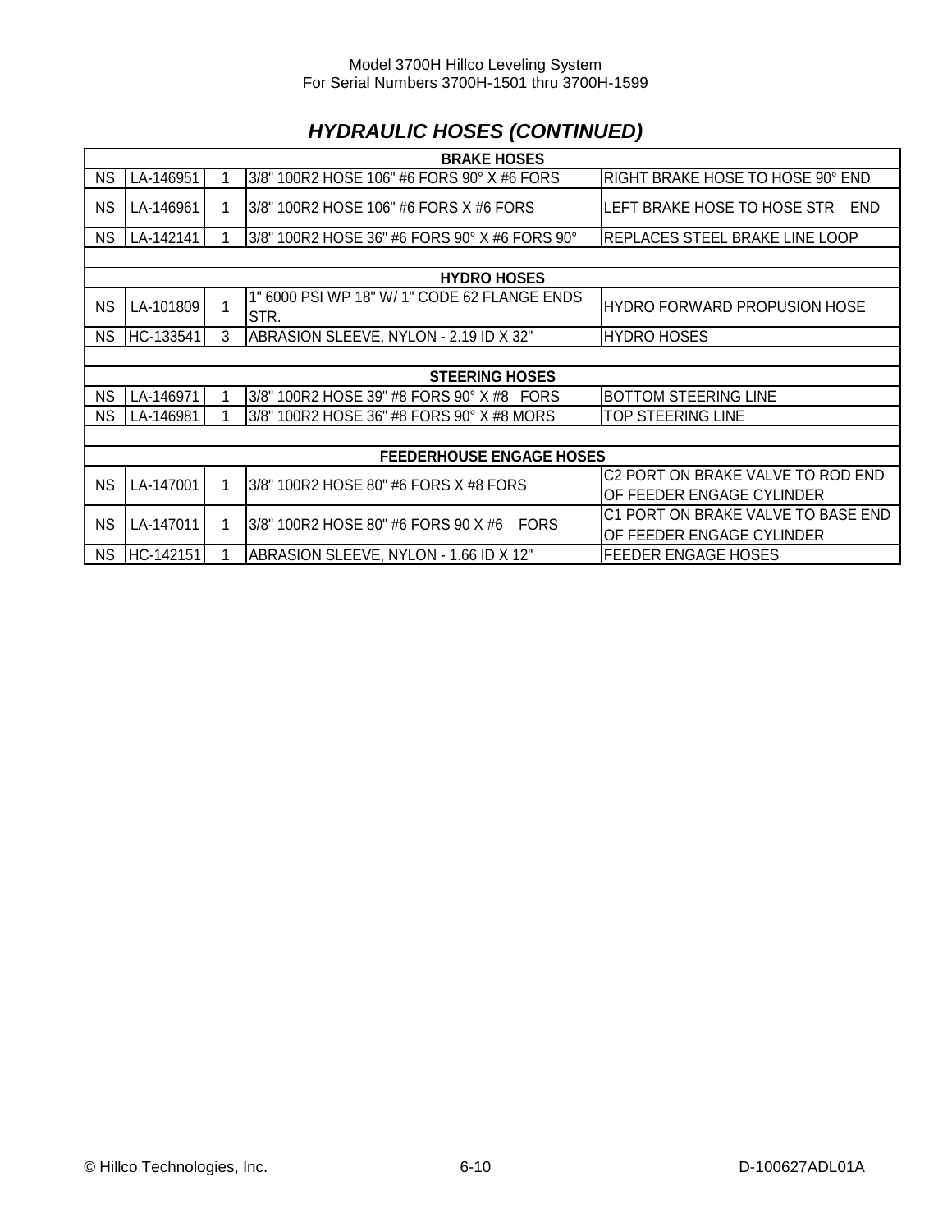## HYDRAULIC HOSES (CONTINUED)

| | | | | |
|---|---|---|---|---|
| **BRAKE HOSES** | | | | |
| NS | LA-146951 | 1 | 3/8" 100R2 HOSE 106" #6 FORS 90° X #6 FORS | RIGHT BRAKE HOSE TO HOSE 90° END |
| NS | LA-146961 | 1 | 3/8" 100R2 HOSE 106" #6 FORS X #6 FORS | LEFT BRAKE HOSE TO HOSE STR END |
| NS | LA-142141 | 1 | 3/8" 100R2 HOSE 36" #6 FORS 90° X #6 FORS 90° | REPLACES STEEL BRAKE LINE LOOP |
| | | | | |
| **HYDRO HOSES** | | | | |
| NS | LA-101809 | 1 | 1" 6000 PSI WP 18" W/ 1" CODE 62 FLANGE ENDS STR. | HYDRO FORWARD PROPUSION HOSE |
| NS | HC-133541 | 3 | ABRASION SLEEVE, NYLON - 2.19 ID X 32" | HYDRO HOSES |
| | | | | |
| **STEERING HOSES** | | | | |
| NS | LA-146971 | 1 | 3/8" 100R2 HOSE 39" #8 FORS 90° X #8 FORS | BOTTOM STEERING LINE |
| NS | LA-146981 | 1 | 3/8" 100R2 HOSE 36" #8 FORS 90° X #8 MORS | TOP STEERING LINE |
| | | | | |
| **FEEDERHOUSE ENGAGE HOSES** | | | | |
| NS | LA-147001 | 1 | 3/8" 100R2 HOSE 80" #6 FORS X #8 FORS | C2 PORT ON BRAKE VALVE TO ROD END OF FEEDER ENGAGE CYLINDER |
| NS | LA-147011 | 1 | 3/8" 100R2 HOSE 80" #6 FORS 90 X #6 FORS | C1 PORT ON BRAKE VALVE TO BASE END OF FEEDER ENGAGE CYLINDER |
| NS | HC-142151 | 1 | ABRASION SLEEVE, NYLON - 1.66 ID X 12" | FEEDER ENGAGE HOSES |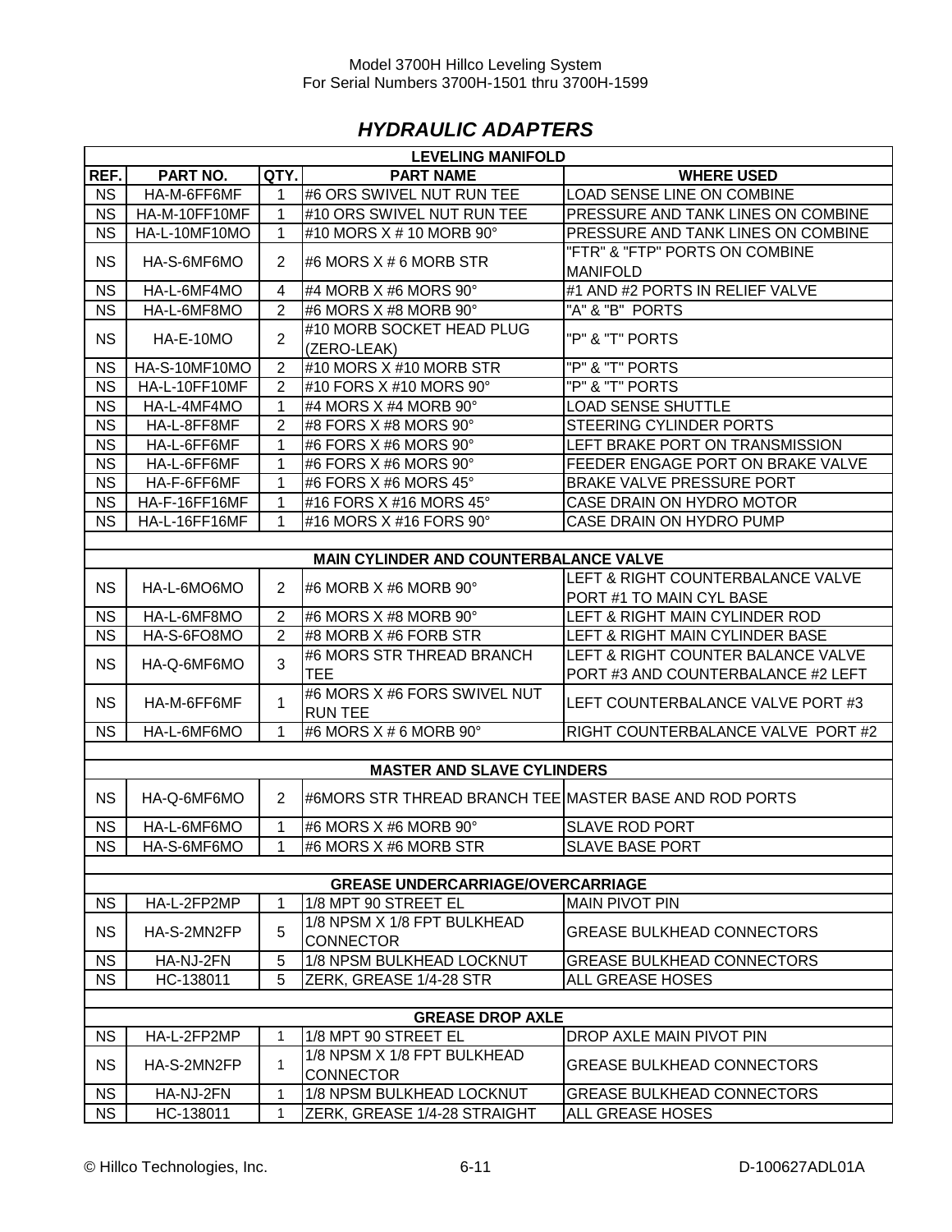## *HYDRAULIC ADAPTERS*

| LEVELING MANIFOLD | | | | |
|---|---|---|---|---|
| **REF.** | **PART NO.** | **QTY.** | **PART NAME** | **WHERE USED** |
| NS | HA-M-6FF6MF | 1 | #6 ORS SWIVEL NUT RUN TEE | LOAD SENSE LINE ON COMBINE |
| NS | HA-M-10FF10MF | 1 | #10 ORS SWIVEL NUT RUN TEE | PRESSURE AND TANK LINES ON COMBINE |
| NS | HA-L-10MF10MO | 1 | #10 MORS X # 10 MORB 90° | PRESSURE AND TANK LINES ON COMBINE |
| NS | HA-S-6MF6MO | 2 | #6 MORS X # 6 MORB STR | "FTR" & "FTP" PORTS ON COMBINE MANIFOLD |
| NS | HA-L-6MF4MO | 4 | #4 MORB X #6 MORS 90° | #1 AND #2 PORTS IN RELIEF VALVE |
| NS | HA-L-6MF8MO | 2 | #6 MORS X #8 MORB 90° | "A" & "B" PORTS |
| NS | HA-E-10MO | 2 | #10 MORB SOCKET HEAD PLUG (ZERO-LEAK) | "P" & "T" PORTS |
| NS | HA-S-10MF10MO | 2 | #10 MORS X #10 MORB STR | "P" & "T" PORTS |
| NS | HA-L-10FF10MF | 2 | #10 FORS X #10 MORS 90° | "P" & "T" PORTS |
| NS | HA-L-4MF4MO | 1 | #4 MORS X #4 MORB 90° | LOAD SENSE SHUTTLE |
| NS | HA-L-8FF8MF | 2 | #8 FORS X #8 MORS 90° | STEERING CYLINDER PORTS |
| NS | HA-L-6FF6MF | 1 | #6 FORS X #6 MORS 90° | LEFT BRAKE PORT ON TRANSMISSION |
| NS | HA-L-6FF6MF | 1 | #6 FORS X #6 MORS 90° | FEEDER ENGAGE PORT ON BRAKE VALVE |
| NS | HA-F-6FF6MF | 1 | #6 FORS X #6 MORS 45° | BRAKE VALVE PRESSURE PORT |
| NS | HA-F-16FF16MF | 1 | #16 FORS X #16 MORS 45° | CASE DRAIN ON HYDRO MOTOR |
| NS | HA-L-16FF16MF | 1 | #16 MORS X #16 FORS 90° | CASE DRAIN ON HYDRO PUMP |
| | | | | |
| **MAIN CYLINDER AND COUNTERBALANCE VALVE** | | | | |
| NS | HA-L-6MO6MO | 2 | #6 MORB X #6 MORB 90° | LEFT & RIGHT COUNTERBALANCE VALVE PORT #1 TO MAIN CYL BASE |
| NS | HA-L-6MF8MO | 2 | #6 MORS X #8 MORB 90° | LEFT & RIGHT MAIN CYLINDER ROD |
| NS | HA-S-6FO8MO | 2 | #8 MORB X #6 FORB STR | LEFT & RIGHT MAIN CYLINDER BASE |
| NS | HA-Q-6MF6MO | 3 | #6 MORS STR THREAD BRANCH TEE | LEFT & RIGHT COUNTER BALANCE VALVE PORT #3 AND COUNTERBALANCE #2 LEFT |
| NS | HA-M-6FF6MF | 1 | #6 MORS X #6 FORS SWIVEL NUT RUN TEE | LEFT COUNTERBALANCE VALVE PORT #3 |
| NS | HA-L-6MF6MO | 1 | #6 MORS X # 6 MORB 90° | RIGHT COUNTERBALANCE VALVE PORT #2 |
| | | | | |
| **MASTER AND SLAVE CYLINDERS** | | | | |
| NS | HA-Q-6MF6MO | 2 | #6MORS STR THREAD BRANCH TEE | MASTER BASE AND ROD PORTS |
| NS | HA-L-6MF6MO | 1 | #6 MORS X #6 MORB 90° | SLAVE ROD PORT |
| NS | HA-S-6MF6MO | 1 | #6 MORS X #6 MORB STR | SLAVE BASE PORT |
| | | | | |
| **GREASE UNDERCARRIAGE/OVERCARRIAGE** | | | | |
| NS | HA-L-2FP2MP | 1 | 1/8 MPT 90 STREET EL | MAIN PIVOT PIN |
| NS | HA-S-2MN2FP | 5 | 1/8 NPSM X 1/8 FPT BULKHEAD CONNECTOR | GREASE BULKHEAD CONNECTORS |
| NS | HA-NJ-2FN | 5 | 1/8 NPSM BULKHEAD LOCKNUT | GREASE BULKHEAD CONNECTORS |
| NS | HC-138011 | 5 | ZERK, GREASE 1/4-28 STR | ALL GREASE HOSES |
| | | | | |
| **GREASE DROP AXLE** | | | | |
| NS | HA-L-2FP2MP | 1 | 1/8 MPT 90 STREET EL | DROP AXLE MAIN PIVOT PIN |
| NS | HA-S-2MN2FP | 1 | 1/8 NPSM X 1/8 FPT BULKHEAD CONNECTOR | GREASE BULKHEAD CONNECTORS |
| NS | HA-NJ-2FN | 1 | 1/8 NPSM BULKHEAD LOCKNUT | GREASE BULKHEAD CONNECTORS |
| NS | HC-138011 | 1 | ZERK, GREASE 1/4-28 STRAIGHT | ALL GREASE HOSES |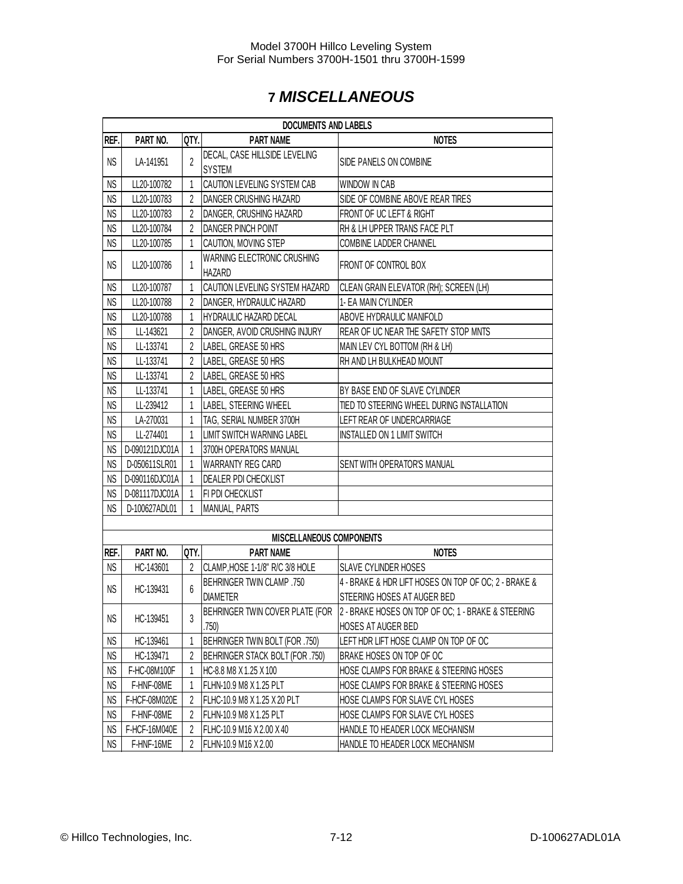# 7 *MISCELLANEOUS*

| DOCUMENTS AND LABELS | | | | |
|---|---|---|---|---|
| REF. | PART NO. | QTY. | PART NAME | NOTES |
| NS | LA-141951 | 2 | DECAL, CASE HILLSIDE LEVELING SYSTEM | SIDE PANELS ON COMBINE |
| NS | LL20-100782 | 1 | CAUTION LEVELING SYSTEM CAB | WINDOW IN CAB |
| NS | LL20-100783 | 2 | DANGER CRUSHING HAZARD | SIDE OF COMBINE ABOVE REAR TIRES |
| NS | LL20-100783 | 2 | DANGER, CRUSHING HAZARD | FRONT OF UC LEFT & RIGHT |
| NS | LL20-100784 | 2 | DANGER PINCH POINT | RH & LH UPPER TRANS FACE PLT |
| NS | LL20-100785 | 1 | CAUTION, MOVING STEP | COMBINE LADDER CHANNEL |
| NS | LL20-100786 | 1 | WARNING ELECTRONIC CRUSHING HAZARD | FRONT OF CONTROL BOX |
| NS | LL20-100787 | 1 | CAUTION LEVELING SYSTEM HAZARD | CLEAN GRAIN ELEVATOR (RH); SCREEN (LH) |
| NS | LL20-100788 | 2 | DANGER, HYDRAULIC HAZARD | 1- EA MAIN CYLINDER |
| NS | LL20-100788 | 1 | HYDRAULIC HAZARD DECAL | ABOVE HYDRAULIC MANIFOLD |
| NS | LL-143621 | 2 | DANGER, AVOID CRUSHING INJURY | REAR OF UC NEAR THE SAFETY STOP MNTS |
| NS | LL-133741 | 2 | LABEL, GREASE 50 HRS | MAIN LEV CYL BOTTOM (RH & LH) |
| NS | LL-133741 | 2 | LABEL, GREASE 50 HRS | RH AND LH BULKHEAD MOUNT |
| NS | LL-133741 | 2 | LABEL, GREASE 50 HRS | |
| NS | LL-133741 | 1 | LABEL, GREASE 50 HRS | BY BASE END OF SLAVE CYLINDER |
| NS | LL-239412 | 1 | LABEL, STEERING WHEEL | TIED TO STEERING WHEEL DURING INSTALLATION |
| NS | LA-270031 | 1 | TAG, SERIAL NUMBER 3700H | LEFT REAR OF UNDERCARRIAGE |
| NS | LL-274401 | 1 | LIMIT SWITCH WARNING LABEL | INSTALLED ON 1 LIMIT SWITCH |
| NS | D-090121DJC01A | 1 | 3700H OPERATORS MANUAL | |
| NS | D-050611SLR01 | 1 | WARRANTY REG CARD | SENT WITH OPERATOR'S MANUAL |
| NS | D-090116DJC01A | 1 | DEALER PDI CHECKLIST | |
| NS | D-081117DJC01A | 1 | FI PDI CHECKLIST | |
| NS | D-100627ADL01 | 1 | MANUAL, PARTS | |

| MISCELLANEOUS COMPONENTS | | | | |
|---|---|---|---|---|
| REF. | PART NO. | QTY. | PART NAME | NOTES |
| NS | HC-143601 | 2 | CLAMP,HOSE 1-1/8" R/C 3/8 HOLE | SLAVE CYLINDER HOSES |
| NS | HC-139431 | 6 | BEHRINGER TWIN CLAMP .750 DIAMETER | 4 - BRAKE & HDR LIFT HOSES ON TOP OF OC; 2 - BRAKE & STEERING HOSES AT AUGER BED |
| NS | HC-139451 | 3 | BEHRINGER TWIN COVER PLATE (FOR .750) | 2 - BRAKE HOSES ON TOP OF OC; 1 - BRAKE & STEERING HOSES AT AUGER BED |
| NS | HC-139461 | 1 | BEHRINGER TWIN BOLT (FOR .750) | LEFT HDR LIFT HOSE CLAMP ON TOP OF OC |
| NS | HC-139471 | 2 | BEHRINGER STACK BOLT (FOR .750) | BRAKE HOSES ON TOP OF OC |
| NS | F-HC-08M100F | 1 | HC-8.8 M8 X 1.25 X 100 | HOSE CLAMPS FOR BRAKE & STEERING HOSES |
| NS | F-HNF-08ME | 1 | FLHN-10.9 M8 X 1.25 PLT | HOSE CLAMPS FOR BRAKE & STEERING HOSES |
| NS | F-HCF-08M020E | 2 | FLHC-10.9 M8 X 1.25 X 20 PLT | HOSE CLAMPS FOR SLAVE CYL HOSES |
| NS | F-HNF-08ME | 2 | FLHN-10.9 M8 X 1.25 PLT | HOSE CLAMPS FOR SLAVE CYL HOSES |
| NS | F-HCF-16M040E | 2 | FLHC-10.9 M16 X 2.00 X 40 | HANDLE TO HEADER LOCK MECHANISM |
| NS | F-HNF-16ME | 2 | FLHN-10.9 M16 X 2.00 | HANDLE TO HEADER LOCK MECHANISM |